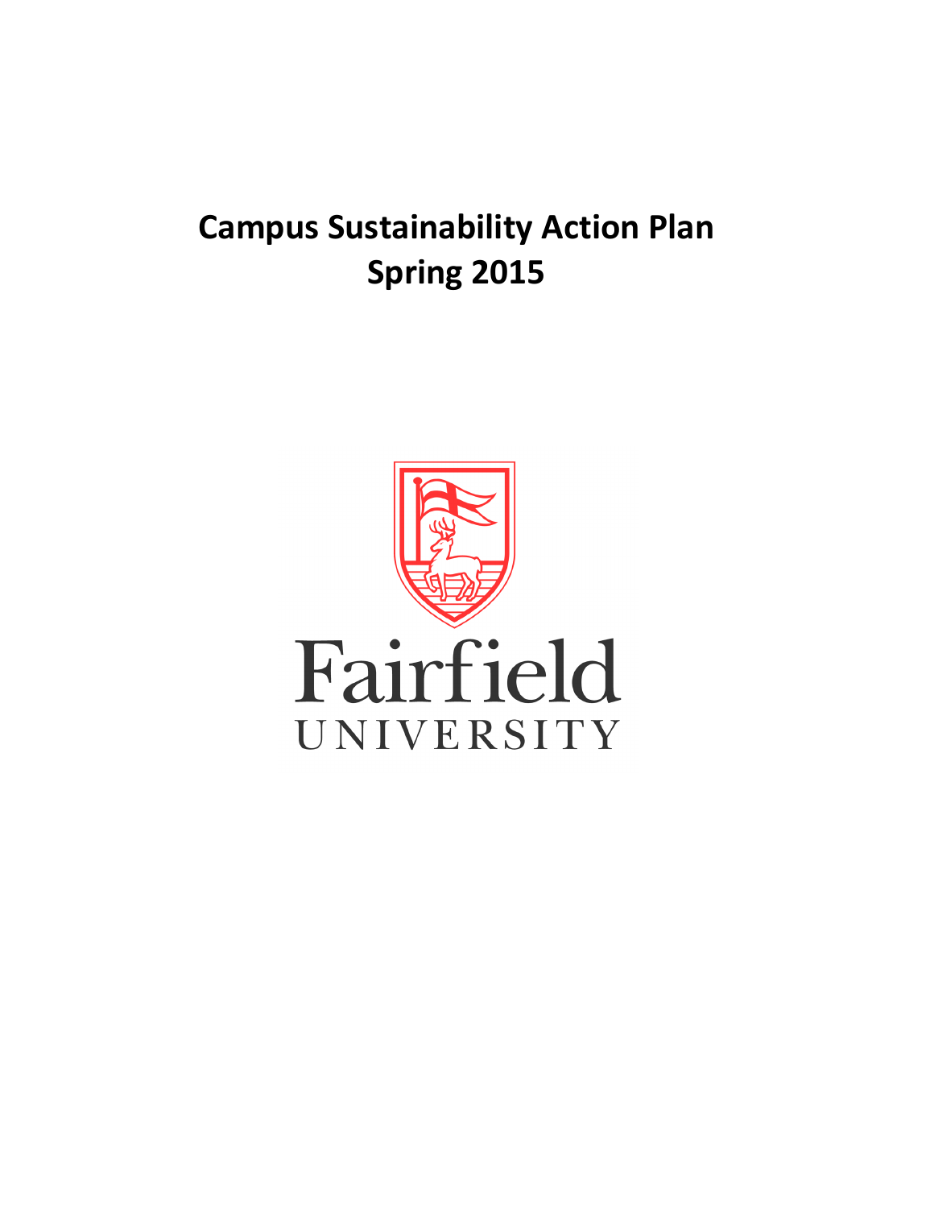# Campus Sustainability Action Plan
# Spring 2015

Fairfield
UNIVERSITY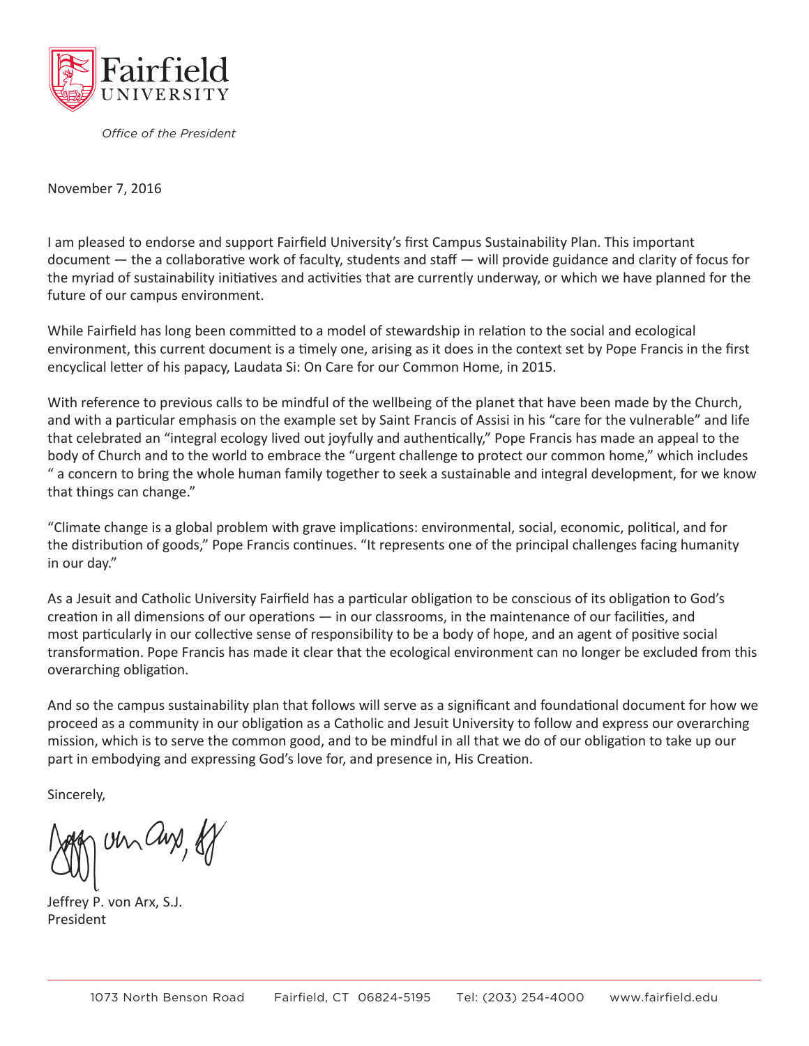Fairfield UNIVERSITY

*Office of the President*

November 7, 2016

I am pleased to endorse and support Fairfield University's first Campus Sustainability Plan. This important document — the a collaborative work of faculty, students and staff — will provide guidance and clarity of focus for the myriad of sustainability initiatives and activities that are currently underway, or which we have planned for the future of our campus environment.

While Fairfield has long been committed to a model of stewardship in relation to the social and ecological environment, this current document is a timely one, arising as it does in the context set by Pope Francis in the first encyclical letter of his papacy, Laudata Si: On Care for our Common Home, in 2015.

With reference to previous calls to be mindful of the wellbeing of the planet that have been made by the Church, and with a particular emphasis on the example set by Saint Francis of Assisi in his "care for the vulnerable" and life that celebrated an "integral ecology lived out joyfully and authentically," Pope Francis has made an appeal to the body of Church and to the world to embrace the "urgent challenge to protect our common home," which includes " a concern to bring the whole human family together to seek a sustainable and integral development, for we know that things can change."

"Climate change is a global problem with grave implications: environmental, social, economic, political, and for the distribution of goods," Pope Francis continues. "It represents one of the principal challenges facing humanity in our day."

As a Jesuit and Catholic University Fairfield has a particular obligation to be conscious of its obligation to God's creation in all dimensions of our operations — in our classrooms, in the maintenance of our facilities, and most particularly in our collective sense of responsibility to be a body of hope, and an agent of positive social transformation. Pope Francis has made it clear that the ecological environment can no longer be excluded from this overarching obligation.

And so the campus sustainability plan that follows will serve as a significant and foundational document for how we proceed as a community in our obligation as a Catholic and Jesuit University to follow and express our overarching mission, which is to serve the common good, and to be mindful in all that we do of our obligation to take up our part in embodying and expressing God's love for, and presence in, His Creation.

Sincerely,

Jeffrey P. von Arx, S.J.
President

1073 North Benson Road Fairfield, CT 06824-5195 Tel: (203) 254-4000 www.fairfield.edu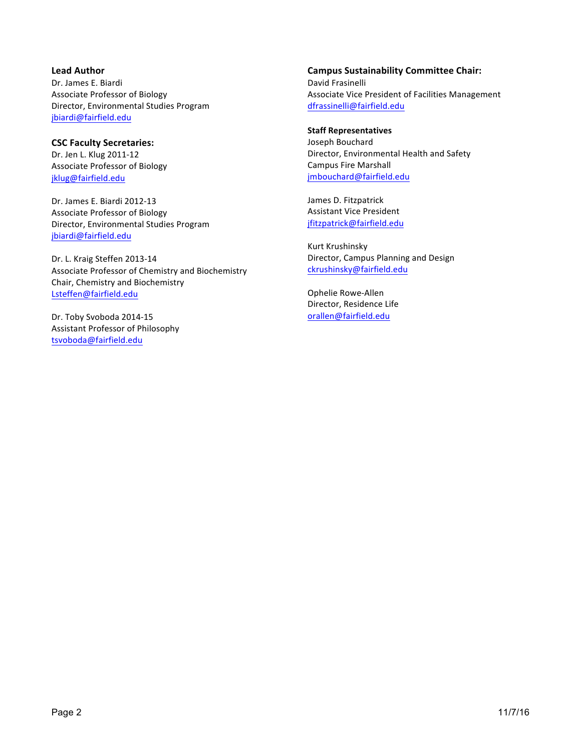**Lead Author**
Dr. James E. Biardi
Associate Professor of Biology
Director, Environmental Studies Program
jbiardi@fairfield.edu

**CSC Faculty Secretaries:**
Dr. Jen L. Klug 2011-12
Associate Professor of Biology
jklug@fairfield.edu

Dr. James E. Biardi 2012-13
Associate Professor of Biology
Director, Environmental Studies Program
jbiardi@fairfield.edu

Dr. L. Kraig Steffen 2013-14
Associate Professor of Chemistry and Biochemistry
Chair, Chemistry and Biochemistry
Lsteffen@fairfield.edu

Dr. Toby Svoboda 2014-15
Assistant Professor of Philosophy
tsvoboda@fairfield.edu

**Campus Sustainability Committee Chair:**
David Frasinelli
Associate Vice President of Facilities Management
dfrassinelli@fairfield.edu

**Staff Representatives**
Joseph Bouchard
Director, Environmental Health and Safety
Campus Fire Marshall
jmbouchard@fairfield.edu

James D. Fitzpatrick
Assistant Vice President
jfitzpatrick@fairfield.edu

Kurt Krushinsky
Director, Campus Planning and Design
ckrushinsky@fairfield.edu

Ophelie Rowe-Allen
Director, Residence Life
orallen@fairfield.edu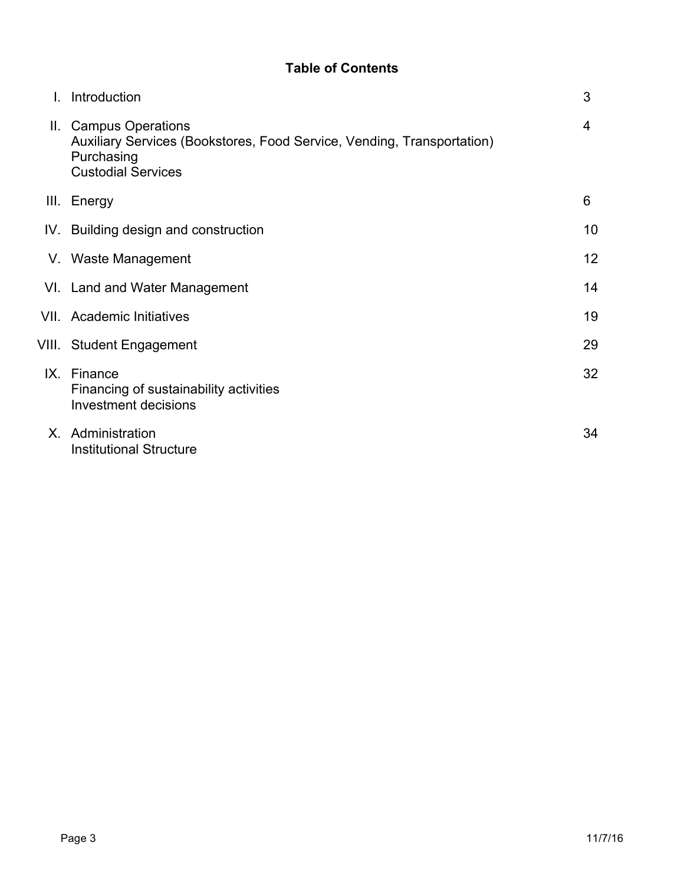## Table of Contents

| | | |
|---|---|---|
| I. | Introduction | 3 |
| II. | Campus Operations<br>Auxiliary Services (Bookstores, Food Service, Vending, Transportation)<br>Purchasing<br>Custodial Services | 4 |
| III. | Energy | 6 |
| IV. | Building design and construction | 10 |
| V. | Waste Management | 12 |
| VI. | Land and Water Management | 14 |
| VII. | Academic Initiatives | 19 |
| VIII. | Student Engagement | 29 |
| IX. | Finance<br>Financing of sustainability activities<br>Investment decisions | 32 |
| X. | Administration<br>Institutional Structure | 34 |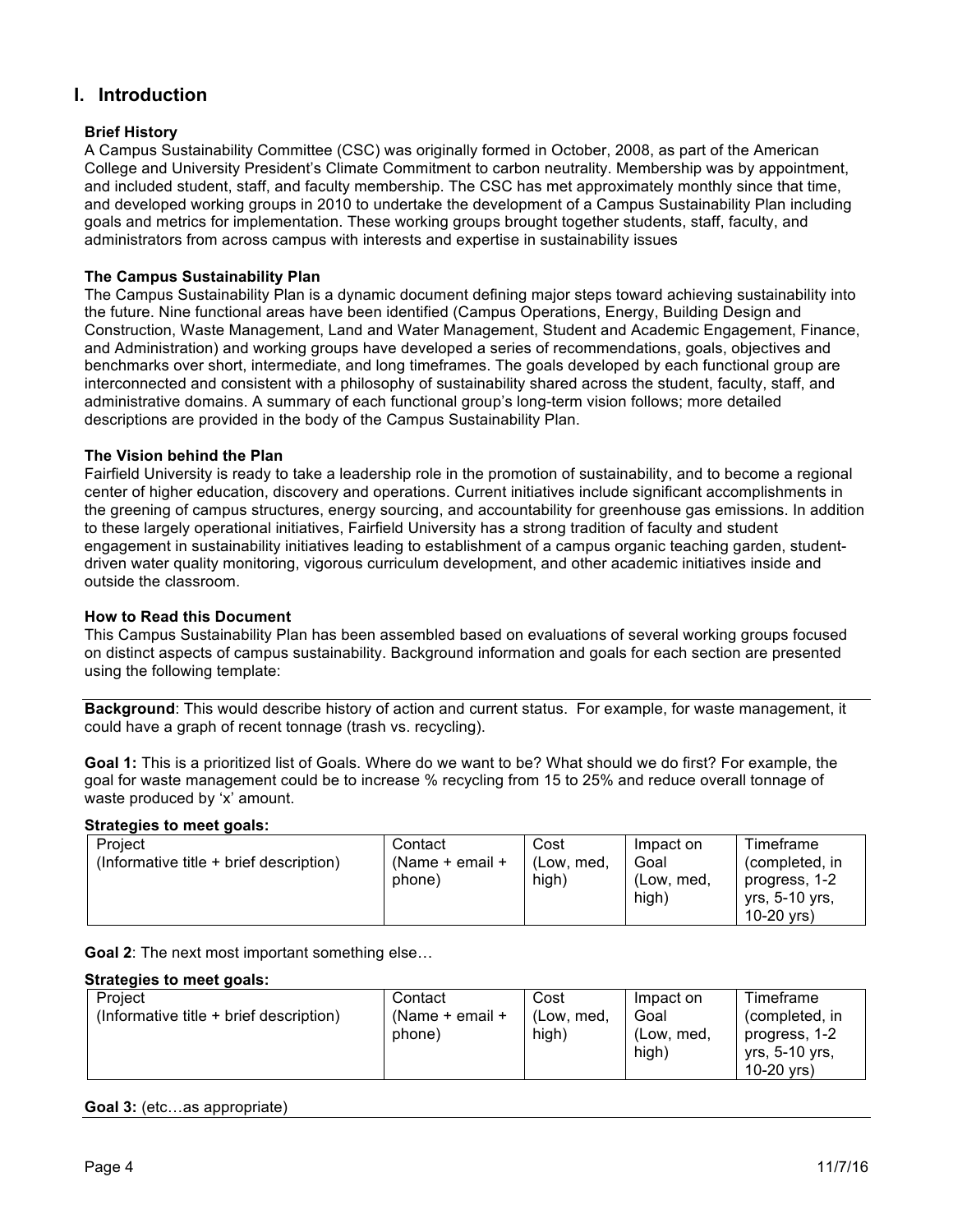## I. Introduction

### Brief History

A Campus Sustainability Committee (CSC) was originally formed in October, 2008, as part of the American College and University President's Climate Commitment to carbon neutrality. Membership was by appointment, and included student, staff, and faculty membership. The CSC has met approximately monthly since that time, and developed working groups in 2010 to undertake the development of a Campus Sustainability Plan including goals and metrics for implementation. These working groups brought together students, staff, faculty, and administrators from across campus with interests and expertise in sustainability issues

### The Campus Sustainability Plan

The Campus Sustainability Plan is a dynamic document defining major steps toward achieving sustainability into the future. Nine functional areas have been identified (Campus Operations, Energy, Building Design and Construction, Waste Management, Land and Water Management, Student and Academic Engagement, Finance, and Administration) and working groups have developed a series of recommendations, goals, objectives and benchmarks over short, intermediate, and long timeframes. The goals developed by each functional group are interconnected and consistent with a philosophy of sustainability shared across the student, faculty, staff, and administrative domains. A summary of each functional group's long-term vision follows; more detailed descriptions are provided in the body of the Campus Sustainability Plan.

### The Vision behind the Plan

Fairfield University is ready to take a leadership role in the promotion of sustainability, and to become a regional center of higher education, discovery and operations. Current initiatives include significant accomplishments in the greening of campus structures, energy sourcing, and accountability for greenhouse gas emissions. In addition to these largely operational initiatives, Fairfield University has a strong tradition of faculty and student engagement in sustainability initiatives leading to establishment of a campus organic teaching garden, student-driven water quality monitoring, vigorous curriculum development, and other academic initiatives inside and outside the classroom.

### How to Read this Document

This Campus Sustainability Plan has been assembled based on evaluations of several working groups focused on distinct aspects of campus sustainability. Background information and goals for each section are presented using the following template:

---

**Background**: This would describe history of action and current status. For example, for waste management, it could have a graph of recent tonnage (trash vs. recycling).

**Goal 1:** This is a prioritized list of Goals. Where do we want to be? What should we do first? For example, the goal for waste management could be to increase % recycling from 15 to 25% and reduce overall tonnage of waste produced by 'x' amount.

**Strategies to meet goals:**

| Project (Informative title + brief description) | Contact (Name + email + phone) | Cost (Low, med, high) | Impact on Goal (Low, med, high) | Timeframe (completed, in progress, 1-2 yrs, 5-10 yrs, 10-20 yrs) |
|---|---|---|---|---|

**Goal 2**: The next most important something else…

**Strategies to meet goals:**

| Project (Informative title + brief description) | Contact (Name + email + phone) | Cost (Low, med, high) | Impact on Goal (Low, med, high) | Timeframe (completed, in progress, 1-2 yrs, 5-10 yrs, 10-20 yrs) |
|---|---|---|---|---|

**Goal 3:** (etc…as appropriate)

---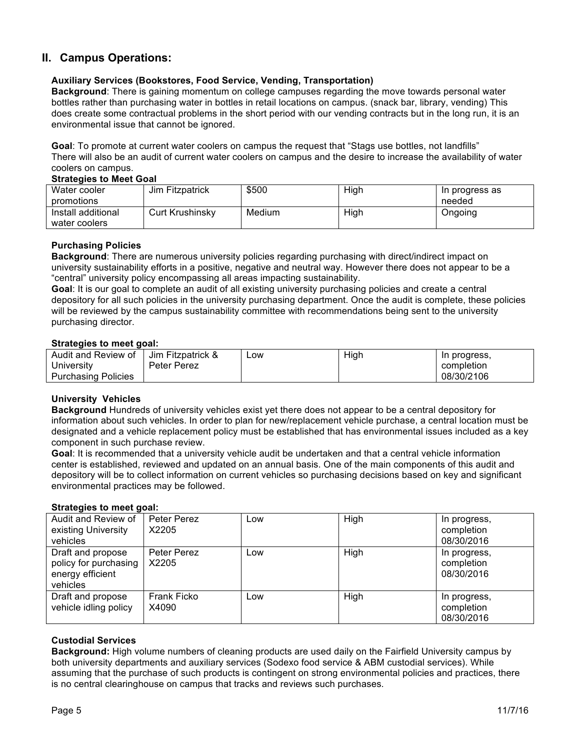## II. Campus Operations:

### Auxiliary Services (Bookstores, Food Service, Vending, Transportation)

**Background**: There is gaining momentum on college campuses regarding the move towards personal water bottles rather than purchasing water in bottles in retail locations on campus. (snack bar, library, vending) This does create some contractual problems in the short period with our vending contracts but in the long run, it is an environmental issue that cannot be ignored.

**Goal**: To promote at current water coolers on campus the request that "Stags use bottles, not landfills" There will also be an audit of current water coolers on campus and the desire to increase the availability of water coolers on campus.

**Strategies to Meet Goal**

| | | | | |
|---|---|---|---|---|
| Water cooler promotions | Jim Fitzpatrick | $500 | High | In progress as needed |
| Install additional water coolers | Curt Krushinsky | Medium | High | Ongoing |

### Purchasing Policies

**Background**: There are numerous university policies regarding purchasing with direct/indirect impact on university sustainability efforts in a positive, negative and neutral way. However there does not appear to be a "central" university policy encompassing all areas impacting sustainability.

**Goal**: It is our goal to complete an audit of all existing university purchasing policies and create a central depository for all such policies in the university purchasing department. Once the audit is complete, these policies will be reviewed by the campus sustainability committee with recommendations being sent to the university purchasing director.

**Strategies to meet goal:**

| | | | | |
|---|---|---|---|---|
| Audit and Review of University Purchasing Policies | Jim Fitzpatrick & Peter Perez | Low | High | In progress, completion 08/30/2106 |

### University Vehicles

**Background** Hundreds of university vehicles exist yet there does not appear to be a central depository for information about such vehicles. In order to plan for new/replacement vehicle purchase, a central location must be designated and a vehicle replacement policy must be established that has environmental issues included as a key component in such purchase review.

**Goal**: It is recommended that a university vehicle audit be undertaken and that a central vehicle information center is established, reviewed and updated on an annual basis. One of the main components of this audit and depository will be to collect information on current vehicles so purchasing decisions based on key and significant environmental practices may be followed.

**Strategies to meet goal:**

| | | | | |
|---|---|---|---|---|
| Audit and Review of existing University vehicles | Peter Perez X2205 | Low | High | In progress, completion 08/30/2016 |
| Draft and propose policy for purchasing energy efficient vehicles | Peter Perez X2205 | Low | High | In progress, completion 08/30/2016 |
| Draft and propose vehicle idling policy | Frank Ficko X4090 | Low | High | In progress, completion 08/30/2016 |

### Custodial Services

**Background:** High volume numbers of cleaning products are used daily on the Fairfield University campus by both university departments and auxiliary services (Sodexo food service & ABM custodial services). While assuming that the purchase of such products is contingent on strong environmental policies and practices, there is no central clearinghouse on campus that tracks and reviews such purchases.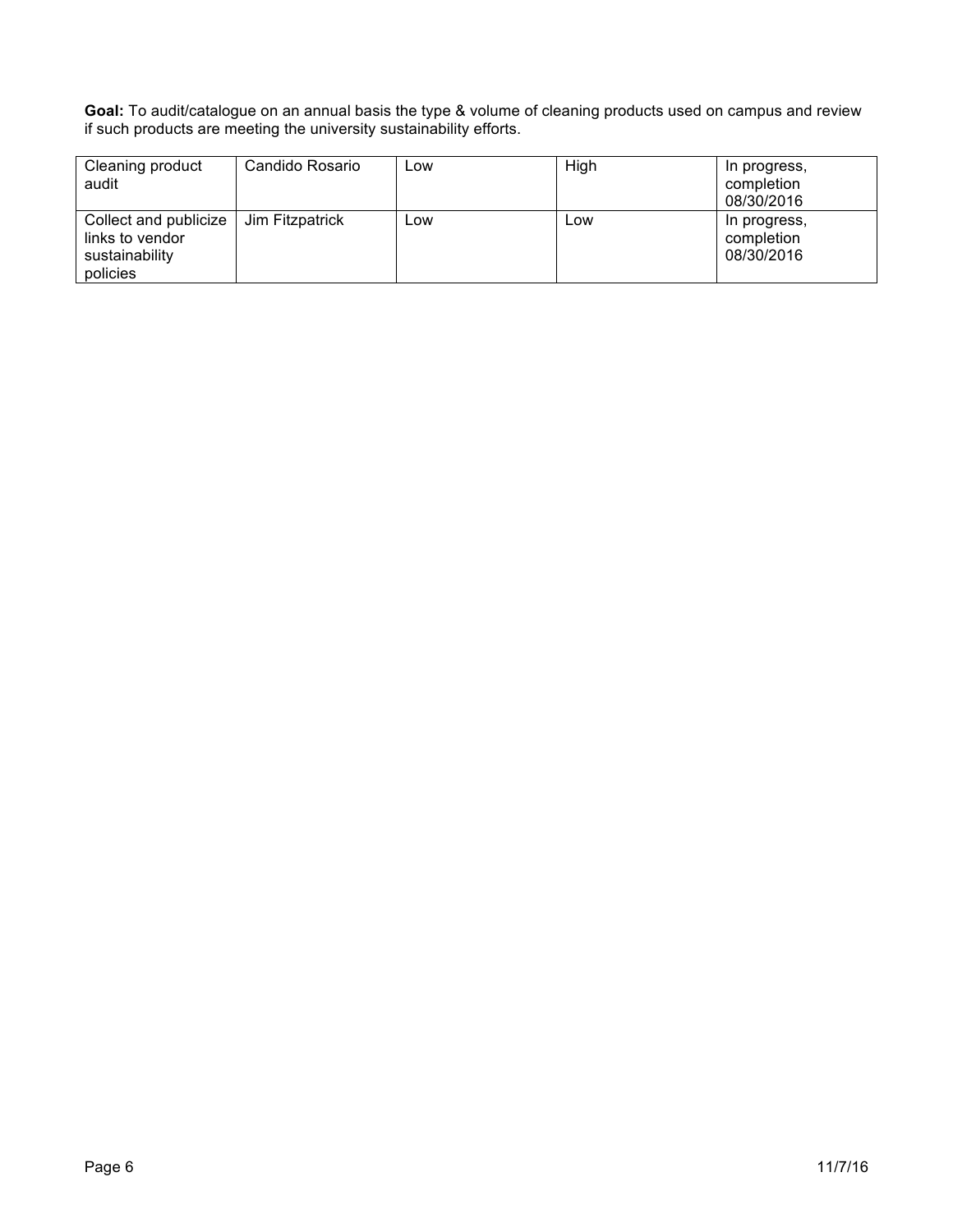**Goal:** To audit/catalogue on an annual basis the type & volume of cleaning products used on campus and review if such products are meeting the university sustainability efforts.

| | | | | |
|---|---|---|---|---|
| Cleaning product audit | Candido Rosario | Low | High | In progress, completion 08/30/2016 |
| Collect and publicize links to vendor sustainability policies | Jim Fitzpatrick | Low | Low | In progress, completion 08/30/2016 |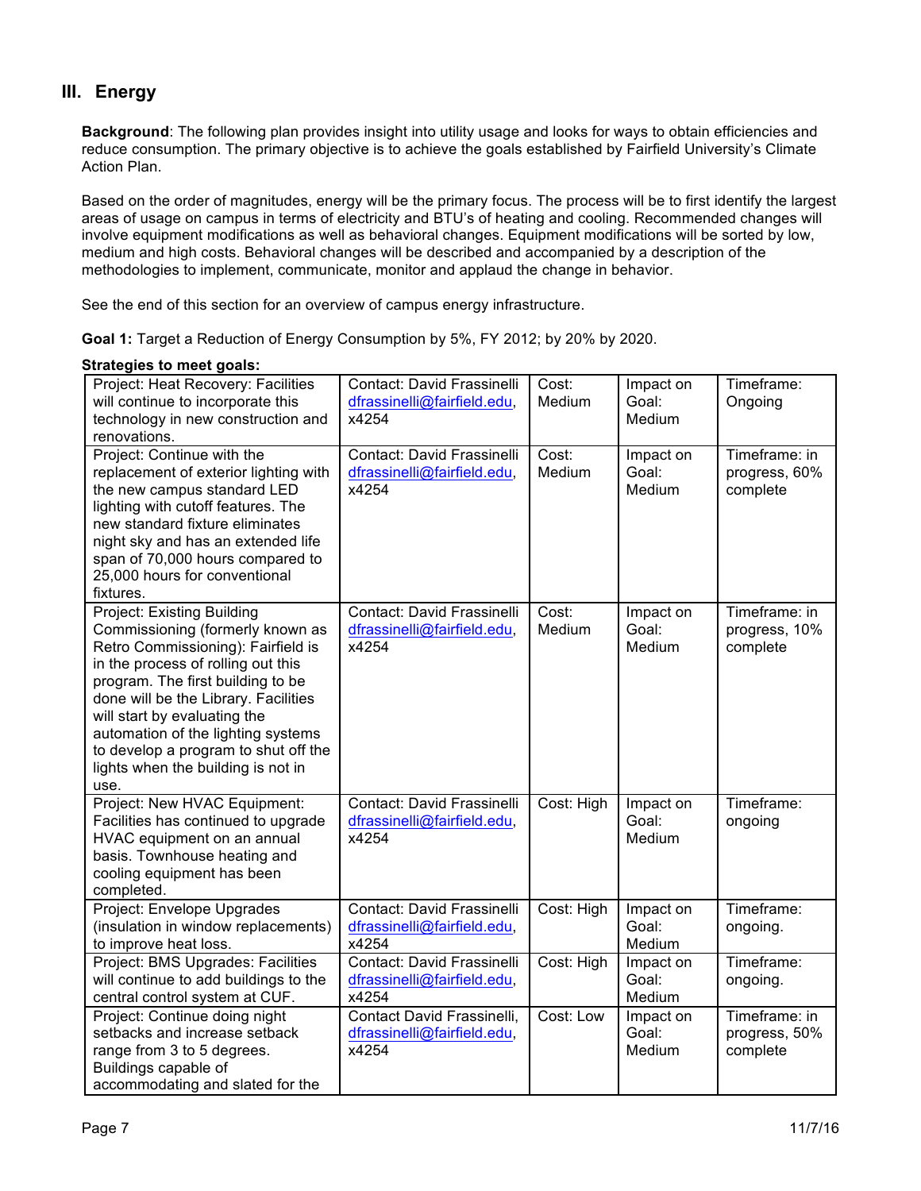## III. Energy

**Background**: The following plan provides insight into utility usage and looks for ways to obtain efficiencies and reduce consumption. The primary objective is to achieve the goals established by Fairfield University's Climate Action Plan.

Based on the order of magnitudes, energy will be the primary focus. The process will be to first identify the largest areas of usage on campus in terms of electricity and BTU's of heating and cooling. Recommended changes will involve equipment modifications as well as behavioral changes. Equipment modifications will be sorted by low, medium and high costs. Behavioral changes will be described and accompanied by a description of the methodologies to implement, communicate, monitor and applaud the change in behavior.

See the end of this section for an overview of campus energy infrastructure.

**Goal 1:** Target a Reduction of Energy Consumption by 5%, FY 2012; by 20% by 2020.

**Strategies to meet goals:**

| | | | | |
|---|---|---|---|---|
| Project: Heat Recovery: Facilities will continue to incorporate this technology in new construction and renovations. | Contact: David Frassinelli dfrassinelli@fairfield.edu, x4254 | Cost: Medium | Impact on Goal: Medium | Timeframe: Ongoing |
| Project: Continue with the replacement of exterior lighting with the new campus standard LED lighting with cutoff features. The new standard fixture eliminates night sky and has an extended life span of 70,000 hours compared to 25,000 hours for conventional fixtures. | Contact: David Frassinelli dfrassinelli@fairfield.edu, x4254 | Cost: Medium | Impact on Goal: Medium | Timeframe: in progress, 60% complete |
| Project: Existing Building Commissioning (formerly known as Retro Commissioning): Fairfield is in the process of rolling out this program. The first building to be done will be the Library. Facilities will start by evaluating the automation of the lighting systems to develop a program to shut off the lights when the building is not in use. | Contact: David Frassinelli dfrassinelli@fairfield.edu, x4254 | Cost: Medium | Impact on Goal: Medium | Timeframe: in progress, 10% complete |
| Project: New HVAC Equipment: Facilities has continued to upgrade HVAC equipment on an annual basis. Townhouse heating and cooling equipment has been completed. | Contact: David Frassinelli dfrassinelli@fairfield.edu, x4254 | Cost: High | Impact on Goal: Medium | Timeframe: ongoing |
| Project: Envelope Upgrades (insulation in window replacements) to improve heat loss. | Contact: David Frassinelli dfrassinelli@fairfield.edu, x4254 | Cost: High | Impact on Goal: Medium | Timeframe: ongoing. |
| Project: BMS Upgrades: Facilities will continue to add buildings to the central control system at CUF. | Contact: David Frassinelli dfrassinelli@fairfield.edu, x4254 | Cost: High | Impact on Goal: Medium | Timeframe: ongoing. |
| Project: Continue doing night setbacks and increase setback range from 3 to 5 degrees. Buildings capable of accommodating and slated for the | Contact David Frassinelli, dfrassinelli@fairfield.edu, x4254 | Cost: Low | Impact on Goal: Medium | Timeframe: in progress, 50% complete |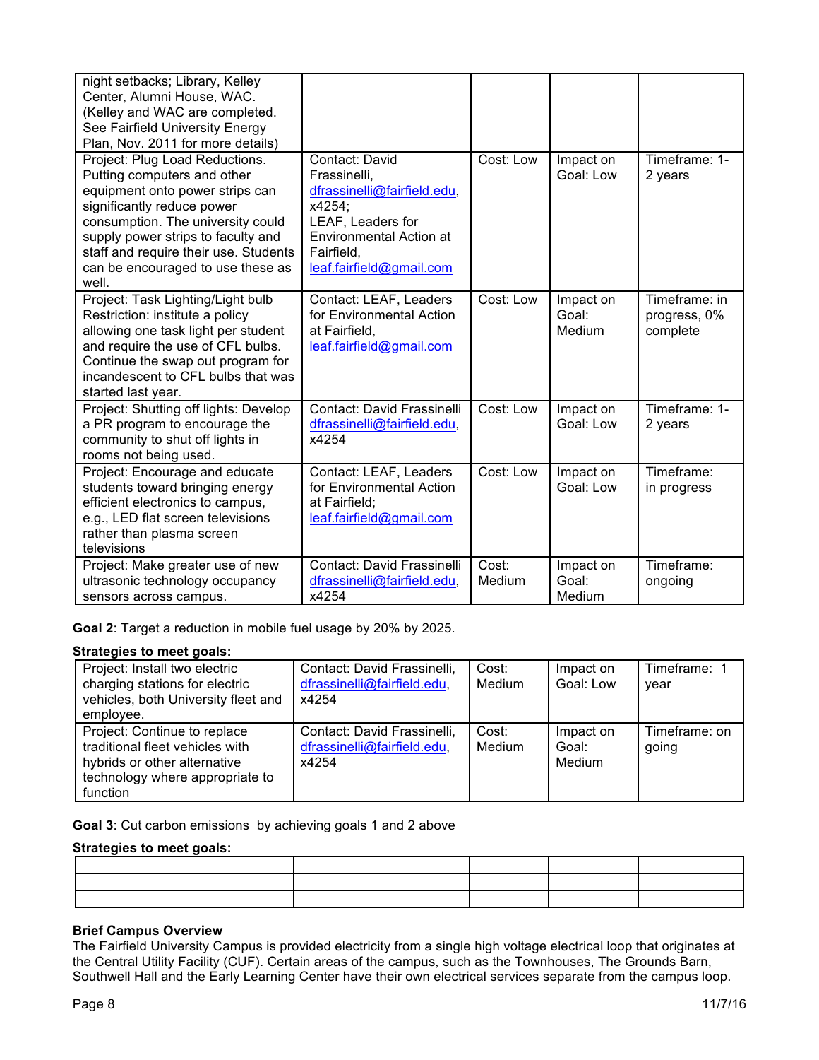| | | | | |
|---|---|---|---|---|
| night setbacks; Library, Kelley Center, Alumni House, WAC. (Kelley and WAC are completed. See Fairfield University Energy Plan, Nov. 2011 for more details) | | | | |
| Project: Plug Load Reductions. Putting computers and other equipment onto power strips can significantly reduce power consumption. The university could supply power strips to faculty and staff and require their use. Students can be encouraged to use these as well. | Contact: David Frassinelli, dfrassinelli@fairfield.edu, x4254; LEAF, Leaders for Environmental Action at Fairfield, leaf.fairfield@gmail.com | Cost: Low | Impact on Goal: Low | Timeframe: 1-2 years |
| Project: Task Lighting/Light bulb Restriction: institute a policy allowing one task light per student and require the use of CFL bulbs. Continue the swap out program for incandescent to CFL bulbs that was started last year. | Contact: LEAF, Leaders for Environmental Action at Fairfield, leaf.fairfield@gmail.com | Cost: Low | Impact on Goal: Medium | Timeframe: in progress, 0% complete |
| Project: Shutting off lights: Develop a PR program to encourage the community to shut off lights in rooms not being used. | Contact: David Frassinelli dfrassinelli@fairfield.edu, x4254 | Cost: Low | Impact on Goal: Low | Timeframe: 1-2 years |
| Project: Encourage and educate students toward bringing energy efficient electronics to campus, e.g., LED flat screen televisions rather than plasma screen televisions | Contact: LEAF, Leaders for Environmental Action at Fairfield; leaf.fairfield@gmail.com | Cost: Low | Impact on Goal: Low | Timeframe: in progress |
| Project: Make greater use of new ultrasonic technology occupancy sensors across campus. | Contact: David Frassinelli dfrassinelli@fairfield.edu, x4254 | Cost: Medium | Impact on Goal: Medium | Timeframe: ongoing |

**Goal 2**: Target a reduction in mobile fuel usage by 20% by 2025.

**Strategies to meet goals:**

| | | | | |
|---|---|---|---|---|
| Project: Install two electric charging stations for electric vehicles, both University fleet and employee. | Contact: David Frassinelli, dfrassinelli@fairfield.edu, x4254 | Cost: Medium | Impact on Goal: Low | Timeframe: 1 year |
| Project: Continue to replace traditional fleet vehicles with hybrids or other alternative technology where appropriate to function | Contact: David Frassinelli, dfrassinelli@fairfield.edu, x4254 | Cost: Medium | Impact on Goal: Medium | Timeframe: on going |

**Goal 3**: Cut carbon emissions by achieving goals 1 and 2 above

**Strategies to meet goals:**

| | | | | |
|---|---|---|---|---|
| | | | | |
| | | | | |
| | | | | |

**Brief Campus Overview**

The Fairfield University Campus is provided electricity from a single high voltage electrical loop that originates at the Central Utility Facility (CUF). Certain areas of the campus, such as the Townhouses, The Grounds Barn, Southwell Hall and the Early Learning Center have their own electrical services separate from the campus loop.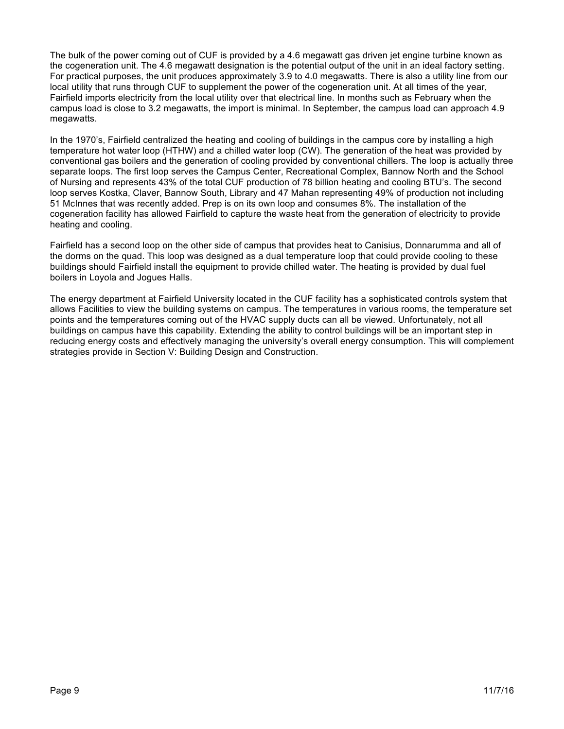The bulk of the power coming out of CUF is provided by a 4.6 megawatt gas driven jet engine turbine known as the cogeneration unit. The 4.6 megawatt designation is the potential output of the unit in an ideal factory setting. For practical purposes, the unit produces approximately 3.9 to 4.0 megawatts. There is also a utility line from our local utility that runs through CUF to supplement the power of the cogeneration unit. At all times of the year, Fairfield imports electricity from the local utility over that electrical line. In months such as February when the campus load is close to 3.2 megawatts, the import is minimal. In September, the campus load can approach 4.9 megawatts.

In the 1970's, Fairfield centralized the heating and cooling of buildings in the campus core by installing a high temperature hot water loop (HTHW) and a chilled water loop (CW). The generation of the heat was provided by conventional gas boilers and the generation of cooling provided by conventional chillers. The loop is actually three separate loops. The first loop serves the Campus Center, Recreational Complex, Bannow North and the School of Nursing and represents 43% of the total CUF production of 78 billion heating and cooling BTU's. The second loop serves Kostka, Claver, Bannow South, Library and 47 Mahan representing 49% of production not including 51 McInnes that was recently added. Prep is on its own loop and consumes 8%. The installation of the cogeneration facility has allowed Fairfield to capture the waste heat from the generation of electricity to provide heating and cooling.

Fairfield has a second loop on the other side of campus that provides heat to Canisius, Donnarumma and all of the dorms on the quad. This loop was designed as a dual temperature loop that could provide cooling to these buildings should Fairfield install the equipment to provide chilled water. The heating is provided by dual fuel boilers in Loyola and Jogues Halls.

The energy department at Fairfield University located in the CUF facility has a sophisticated controls system that allows Facilities to view the building systems on campus. The temperatures in various rooms, the temperature set points and the temperatures coming out of the HVAC supply ducts can all be viewed. Unfortunately, not all buildings on campus have this capability. Extending the ability to control buildings will be an important step in reducing energy costs and effectively managing the university's overall energy consumption. This will complement strategies provide in Section V: Building Design and Construction.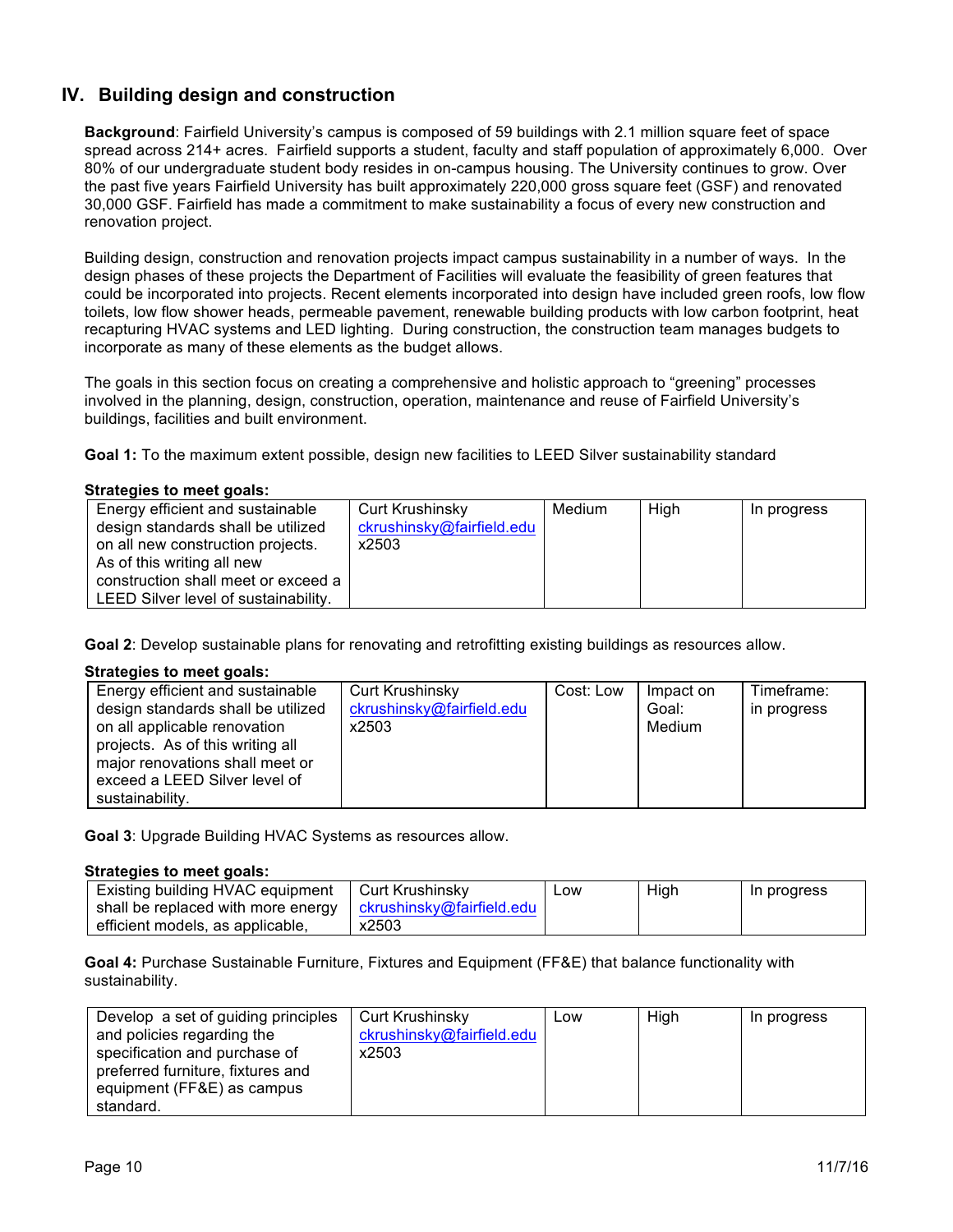## IV. Building design and construction

**Background**: Fairfield University's campus is composed of 59 buildings with 2.1 million square feet of space spread across 214+ acres. Fairfield supports a student, faculty and staff population of approximately 6,000. Over 80% of our undergraduate student body resides in on-campus housing. The University continues to grow. Over the past five years Fairfield University has built approximately 220,000 gross square feet (GSF) and renovated 30,000 GSF. Fairfield has made a commitment to make sustainability a focus of every new construction and renovation project.

Building design, construction and renovation projects impact campus sustainability in a number of ways. In the design phases of these projects the Department of Facilities will evaluate the feasibility of green features that could be incorporated into projects. Recent elements incorporated into design have included green roofs, low flow toilets, low flow shower heads, permeable pavement, renewable building products with low carbon footprint, heat recapturing HVAC systems and LED lighting. During construction, the construction team manages budgets to incorporate as many of these elements as the budget allows.

The goals in this section focus on creating a comprehensive and holistic approach to "greening" processes involved in the planning, design, construction, operation, maintenance and reuse of Fairfield University's buildings, facilities and built environment.

**Goal 1:** To the maximum extent possible, design new facilities to LEED Silver sustainability standard

**Strategies to meet goals:**

| | | | | |
|---|---|---|---|---|
| Energy efficient and sustainable design standards shall be utilized on all new construction projects. As of this writing all new construction shall meet or exceed a LEED Silver level of sustainability. | Curt Krushinsky ckrushinsky@fairfield.edu x2503 | Medium | High | In progress |

**Goal 2**: Develop sustainable plans for renovating and retrofitting existing buildings as resources allow.

**Strategies to meet goals:**

| | | | | |
|---|---|---|---|---|
| Energy efficient and sustainable design standards shall be utilized on all applicable renovation projects. As of this writing all major renovations shall meet or exceed a LEED Silver level of sustainability. | Curt Krushinsky ckrushinsky@fairfield.edu x2503 | Cost: Low | Impact on Goal: Medium | Timeframe: in progress |

**Goal 3**: Upgrade Building HVAC Systems as resources allow.

**Strategies to meet goals:**

| | | | | |
|---|---|---|---|---|
| Existing building HVAC equipment shall be replaced with more energy efficient models, as applicable, | Curt Krushinsky ckrushinsky@fairfield.edu x2503 | Low | High | In progress |

**Goal 4:** Purchase Sustainable Furniture, Fixtures and Equipment (FF&E) that balance functionality with sustainability.

| | | | | |
|---|---|---|---|---|
| Develop a set of guiding principles and policies regarding the specification and purchase of preferred furniture, fixtures and equipment (FF&E) as campus standard. | Curt Krushinsky ckrushinsky@fairfield.edu x2503 | Low | High | In progress |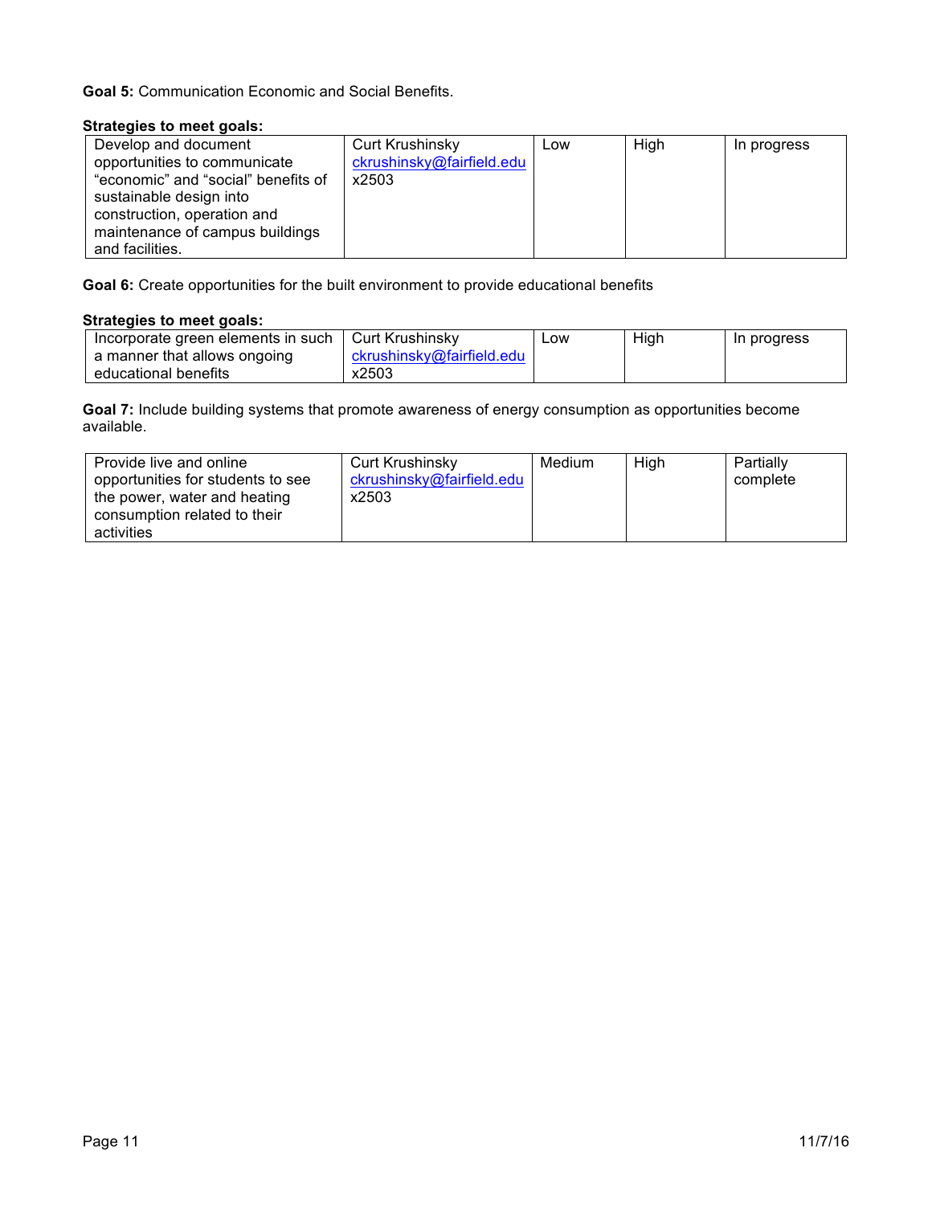**Goal 5:** Communication Economic and Social Benefits.

**Strategies to meet goals:**

| | | | | |
|---|---|---|---|---|
| Develop and document opportunities to communicate "economic" and "social" benefits of sustainable design into construction, operation and maintenance of campus buildings and facilities. | Curt Krushinsky ckrushinsky@fairfield.edu x2503 | Low | High | In progress |

**Goal 6:** Create opportunities for the built environment to provide educational benefits

**Strategies to meet goals:**

| | | | | |
|---|---|---|---|---|
| Incorporate green elements in such a manner that allows ongoing educational benefits | Curt Krushinsky ckrushinsky@fairfield.edu x2503 | Low | High | In progress |

**Goal 7:** Include building systems that promote awareness of energy consumption as opportunities become available.

| | | | | |
|---|---|---|---|---|
| Provide live and online opportunities for students to see the power, water and heating consumption related to their activities | Curt Krushinsky ckrushinsky@fairfield.edu x2503 | Medium | High | Partially complete |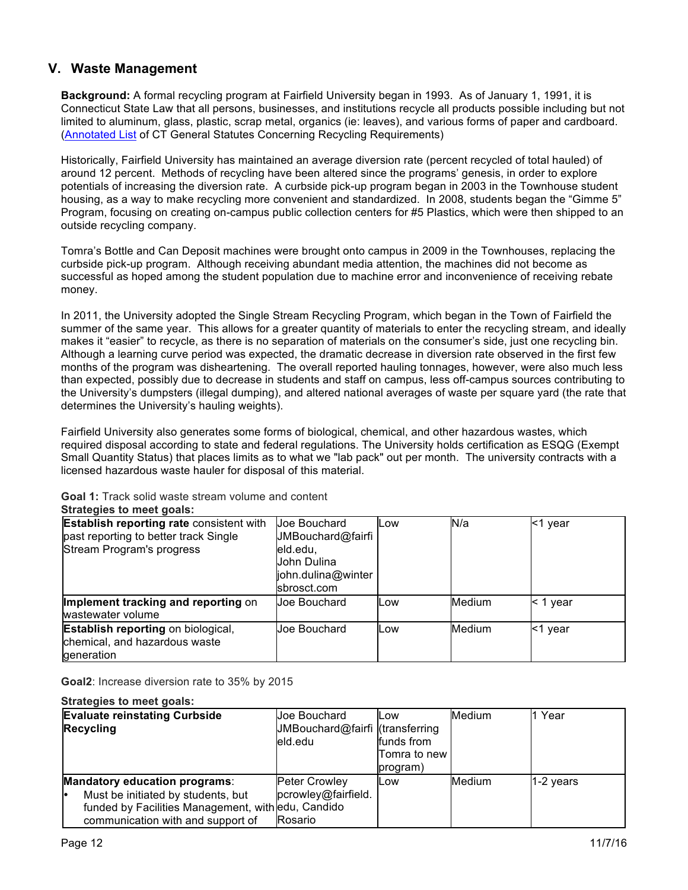## V. Waste Management

**Background:** A formal recycling program at Fairfield University began in 1993. As of January 1, 1991, it is Connecticut State Law that all persons, businesses, and institutions recycle all products possible including but not limited to aluminum, glass, plastic, scrap metal, organics (ie: leaves), and various forms of paper and cardboard. (Annotated List of CT General Statutes Concerning Recycling Requirements)

Historically, Fairfield University has maintained an average diversion rate (percent recycled of total hauled) of around 12 percent. Methods of recycling have been altered since the programs' genesis, in order to explore potentials of increasing the diversion rate. A curbside pick-up program began in 2003 in the Townhouse student housing, as a way to make recycling more convenient and standardized. In 2008, students began the "Gimme 5" Program, focusing on creating on-campus public collection centers for #5 Plastics, which were then shipped to an outside recycling company.

Tomra's Bottle and Can Deposit machines were brought onto campus in 2009 in the Townhouses, replacing the curbside pick-up program. Although receiving abundant media attention, the machines did not become as successful as hoped among the student population due to machine error and inconvenience of receiving rebate money.

In 2011, the University adopted the Single Stream Recycling Program, which began in the Town of Fairfield the summer of the same year. This allows for a greater quantity of materials to enter the recycling stream, and ideally makes it "easier" to recycle, as there is no separation of materials on the consumer's side, just one recycling bin. Although a learning curve period was expected, the dramatic decrease in diversion rate observed in the first few months of the program was disheartening. The overall reported hauling tonnages, however, were also much less than expected, possibly due to decrease in students and staff on campus, less off-campus sources contributing to the University's dumpsters (illegal dumping), and altered national averages of waste per square yard (the rate that determines the University's hauling weights).

Fairfield University also generates some forms of biological, chemical, and other hazardous wastes, which required disposal according to state and federal regulations. The University holds certification as ESQG (Exempt Small Quantity Status) that places limits as to what we "lab pack" out per month. The university contracts with a licensed hazardous waste hauler for disposal of this material.

**Goal 1:** Track solid waste stream volume and content

**Strategies to meet goals:**

| | | | | |
|---|---|---|---|---|
| **Establish reporting rate** consistent with past reporting to better track Single Stream Program's progress | Joe Bouchard JMBouchard@fairfield.edu, John Dulina john.dulina@wintersbrosct.com | Low | N/a | <1 year |
| **Implement tracking and reporting** on wastewater volume | Joe Bouchard | Low | Medium | < 1 year |
| **Establish reporting** on biological, chemical, and hazardous waste generation | Joe Bouchard | Low | Medium | <1 year |

**Goal2**: Increase diversion rate to 35% by 2015

**Strategies to meet goals:**

| | | | | |
|---|---|---|---|---|
| **Evaluate reinstating Curbside Recycling** | Joe Bouchard JMBouchard@fairfield.edu | Low (transferring funds from Tomra to new program) | Medium | 1 Year |
| **Mandatory education programs**:<br>• Must be initiated by students, but funded by Facilities Management, with communication with and support of | Peter Crowley pcrowley@fairfield.edu, Candido Rosario | Low | Medium | 1-2 years |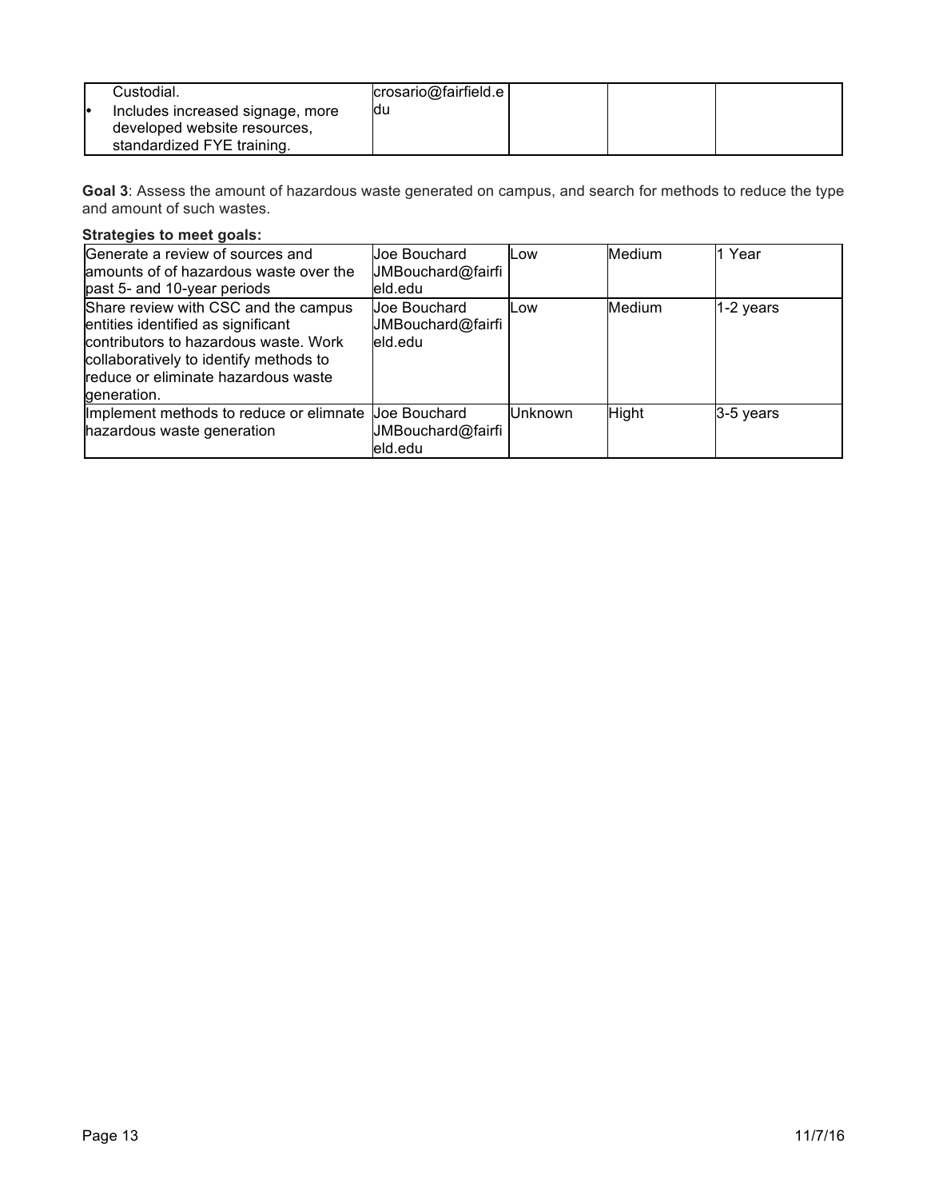| | | | | |
|---|---|---|---|---|
| Custodial.<br>• Includes increased signage, more developed website resources, standardized FYE training. | crosario@fairfield.edu | | | |

**Goal 3**: Assess the amount of hazardous waste generated on campus, and search for methods to reduce the type and amount of such wastes.

**Strategies to meet goals:**

| | | | | |
|---|---|---|---|---|
| Generate a review of sources and amounts of of hazardous waste over the past 5- and 10-year periods | Joe Bouchard JMBouchard@fairfield.edu | Low | Medium | 1 Year |
| Share review with CSC and the campus entities identified as significant contributors to hazardous waste. Work collaboratively to identify methods to reduce or eliminate hazardous waste generation. | Joe Bouchard JMBouchard@fairfield.edu | Low | Medium | 1-2 years |
| Implement methods to reduce or elimnate hazardous waste generation | Joe Bouchard JMBouchard@fairfield.edu | Unknown | Hight | 3-5 years |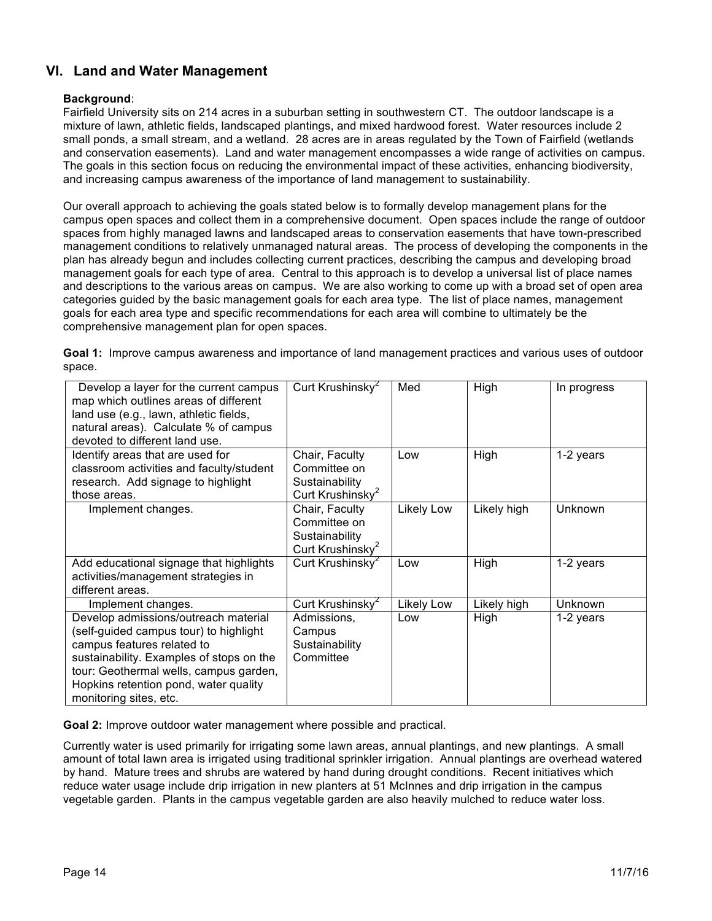## VI. Land and Water Management

**Background**:
Fairfield University sits on 214 acres in a suburban setting in southwestern CT. The outdoor landscape is a mixture of lawn, athletic fields, landscaped plantings, and mixed hardwood forest. Water resources include 2 small ponds, a small stream, and a wetland. 28 acres are in areas regulated by the Town of Fairfield (wetlands and conservation easements). Land and water management encompasses a wide range of activities on campus. The goals in this section focus on reducing the environmental impact of these activities, enhancing biodiversity, and increasing campus awareness of the importance of land management to sustainability.

Our overall approach to achieving the goals stated below is to formally develop management plans for the campus open spaces and collect them in a comprehensive document. Open spaces include the range of outdoor spaces from highly managed lawns and landscaped areas to conservation easements that have town-prescribed management conditions to relatively unmanaged natural areas. The process of developing the components in the plan has already begun and includes collecting current practices, describing the campus and developing broad management goals for each type of area. Central to this approach is to develop a universal list of place names and descriptions to the various areas on campus. We are also working to come up with a broad set of open area categories guided by the basic management goals for each area type. The list of place names, management goals for each area type and specific recommendations for each area will combine to ultimately be the comprehensive management plan for open spaces.

**Goal 1:** Improve campus awareness and importance of land management practices and various uses of outdoor space.

| | | | | |
|---|---|---|---|---|
| Develop a layer for the current campus map which outlines areas of different land use (e.g., lawn, athletic fields, natural areas). Calculate % of campus devoted to different land use. | Curt Krushinsky[2] | Med | High | In progress |
| Identify areas that are used for classroom activities and faculty/student research. Add signage to highlight those areas. | Chair, Faculty Committee on Sustainability Curt Krushinsky[2] | Low | High | 1-2 years |
| Implement changes. | Chair, Faculty Committee on Sustainability Curt Krushinsky[2] | Likely Low | Likely high | Unknown |
| Add educational signage that highlights activities/management strategies in different areas. | Curt Krushinsky[2] | Low | High | 1-2 years |
| Implement changes. | Curt Krushinsky[2] | Likely Low | Likely high | Unknown |
| Develop admissions/outreach material (self-guided campus tour) to highlight campus features related to sustainability. Examples of stops on the tour: Geothermal wells, campus garden, Hopkins retention pond, water quality monitoring sites, etc. | Admissions, Campus Sustainability Committee | Low | High | 1-2 years |

**Goal 2:** Improve outdoor water management where possible and practical.

Currently water is used primarily for irrigating some lawn areas, annual plantings, and new plantings. A small amount of total lawn area is irrigated using traditional sprinkler irrigation. Annual plantings are overhead watered by hand. Mature trees and shrubs are watered by hand during drought conditions. Recent initiatives which reduce water usage include drip irrigation in new planters at 51 McInnes and drip irrigation in the campus vegetable garden. Plants in the campus vegetable garden are also heavily mulched to reduce water loss.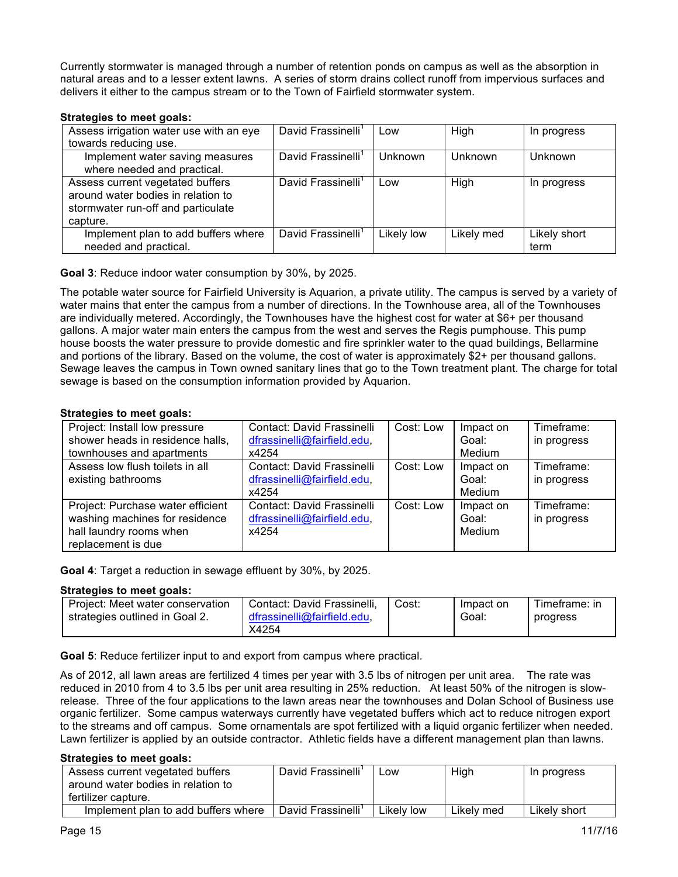Currently stormwater is managed through a number of retention ponds on campus as well as the absorption in natural areas and to a lesser extent lawns. A series of storm drains collect runoff from impervious surfaces and delivers it either to the campus stream or to the Town of Fairfield stormwater system.

**Strategies to meet goals:**

| | | | | |
|---|---|---|---|---|
| Assess irrigation water use with an eye towards reducing use. | David Frassinelli[1] | Low | High | In progress |
| Implement water saving measures where needed and practical. | David Frassinelli[1] | Unknown | Unknown | Unknown |
| Assess current vegetated buffers around water bodies in relation to stormwater run-off and particulate capture. | David Frassinelli[1] | Low | High | In progress |
| Implement plan to add buffers where needed and practical. | David Frassinelli[1] | Likely low | Likely med | Likely short term |

**Goal 3**: Reduce indoor water consumption by 30%, by 2025.

The potable water source for Fairfield University is Aquarion, a private utility. The campus is served by a variety of water mains that enter the campus from a number of directions. In the Townhouse area, all of the Townhouses are individually metered. Accordingly, the Townhouses have the highest cost for water at $6+ per thousand gallons. A major water main enters the campus from the west and serves the Regis pumphouse. This pump house boosts the water pressure to provide domestic and fire sprinkler water to the quad buildings, Bellarmine and portions of the library. Based on the volume, the cost of water is approximately $2+ per thousand gallons. Sewage leaves the campus in Town owned sanitary lines that go to the Town treatment plant. The charge for total sewage is based on the consumption information provided by Aquarion.

**Strategies to meet goals:**

| | | | | |
|---|---|---|---|---|
| Project: Install low pressure shower heads in residence halls, townhouses and apartments | Contact: David Frassinelli dfrassinelli@fairfield.edu, x4254 | Cost: Low | Impact on Goal: Medium | Timeframe: in progress |
| Assess low flush toilets in all existing bathrooms | Contact: David Frassinelli dfrassinelli@fairfield.edu, x4254 | Cost: Low | Impact on Goal: Medium | Timeframe: in progress |
| Project: Purchase water efficient washing machines for residence hall laundry rooms when replacement is due | Contact: David Frassinelli dfrassinelli@fairfield.edu, x4254 | Cost: Low | Impact on Goal: Medium | Timeframe: in progress |

**Goal 4**: Target a reduction in sewage effluent by 30%, by 2025.

**Strategies to meet goals:**

| | | | | |
|---|---|---|---|---|
| Project: Meet water conservation strategies outlined in Goal 2. | Contact: David Frassinelli, dfrassinelli@fairfield.edu, X4254 | Cost: | Impact on Goal: | Timeframe: in progress |

**Goal 5**: Reduce fertilizer input to and export from campus where practical.

As of 2012, all lawn areas are fertilized 4 times per year with 3.5 lbs of nitrogen per unit area. The rate was reduced in 2010 from 4 to 3.5 lbs per unit area resulting in 25% reduction. At least 50% of the nitrogen is slow-release. Three of the four applications to the lawn areas near the townhouses and Dolan School of Business use organic fertilizer. Some campus waterways currently have vegetated buffers which act to reduce nitrogen export to the streams and off campus. Some ornamentals are spot fertilized with a liquid organic fertilizer when needed. Lawn fertilizer is applied by an outside contractor. Athletic fields have a different management plan than lawns.

**Strategies to meet goals:**

| | | | | |
|---|---|---|---|---|
| Assess current vegetated buffers around water bodies in relation to fertilizer capture. | David Frassinelli[1] | Low | High | In progress |
| Implement plan to add buffers where | David Frassinelli[1] | Likely low | Likely med | Likely short |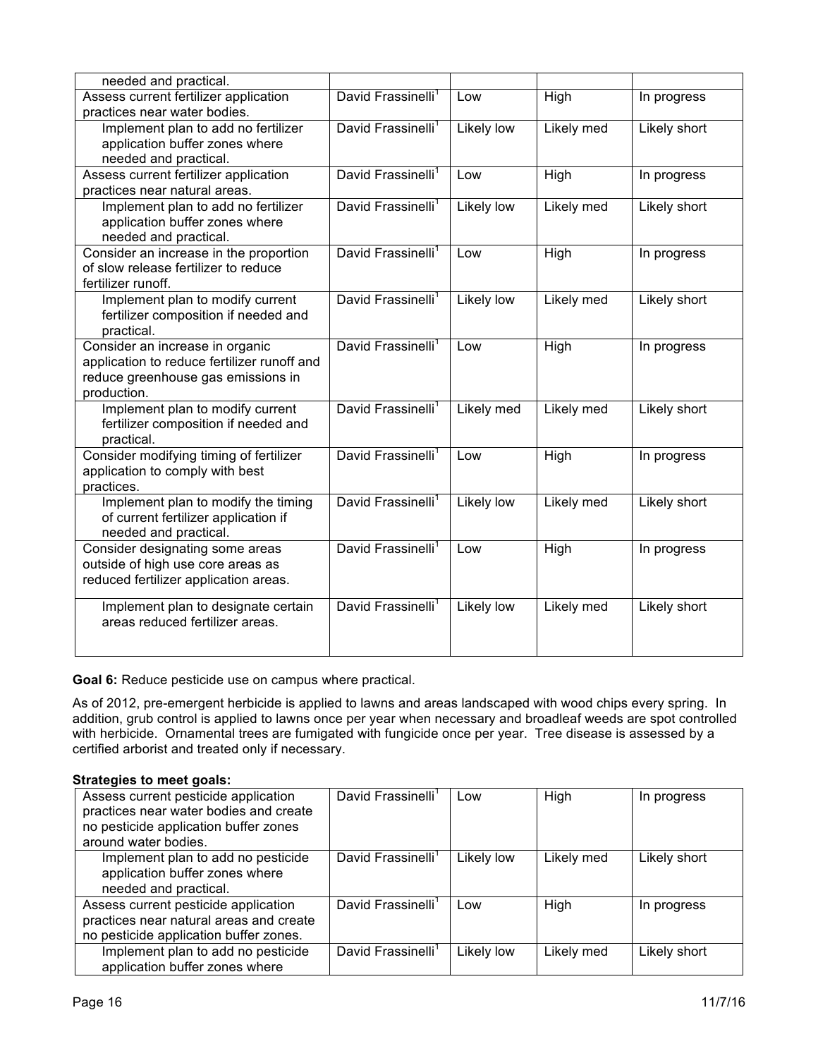| | | | | |
|---|---|---|---|---|
| needed and practical. | | | | |
| Assess current fertilizer application practices near water bodies. | David Frassinelli[1] | Low | High | In progress |
| Implement plan to add no fertilizer application buffer zones where needed and practical. | David Frassinelli[1] | Likely low | Likely med | Likely short |
| Assess current fertilizer application practices near natural areas. | David Frassinelli[1] | Low | High | In progress |
| Implement plan to add no fertilizer application buffer zones where needed and practical. | David Frassinelli[1] | Likely low | Likely med | Likely short |
| Consider an increase in the proportion of slow release fertilizer to reduce fertilizer runoff. | David Frassinelli[1] | Low | High | In progress |
| Implement plan to modify current fertilizer composition if needed and practical. | David Frassinelli[1] | Likely low | Likely med | Likely short |
| Consider an increase in organic application to reduce fertilizer runoff and reduce greenhouse gas emissions in production. | David Frassinelli[1] | Low | High | In progress |
| Implement plan to modify current fertilizer composition if needed and practical. | David Frassinelli[1] | Likely med | Likely med | Likely short |
| Consider modifying timing of fertilizer application to comply with best practices. | David Frassinelli[1] | Low | High | In progress |
| Implement plan to modify the timing of current fertilizer application if needed and practical. | David Frassinelli[1] | Likely low | Likely med | Likely short |
| Consider designating some areas outside of high use core areas as reduced fertilizer application areas. | David Frassinelli[1] | Low | High | In progress |
| Implement plan to designate certain areas reduced fertilizer areas. | David Frassinelli[1] | Likely low | Likely med | Likely short |

**Goal 6:** Reduce pesticide use on campus where practical.

As of 2012, pre-emergent herbicide is applied to lawns and areas landscaped with wood chips every spring. In addition, grub control is applied to lawns once per year when necessary and broadleaf weeds are spot controlled with herbicide. Ornamental trees are fumigated with fungicide once per year. Tree disease is assessed by a certified arborist and treated only if necessary.

**Strategies to meet goals:**

| | | | | |
|---|---|---|---|---|
| Assess current pesticide application practices near water bodies and create no pesticide application buffer zones around water bodies. | David Frassinelli[1] | Low | High | In progress |
| Implement plan to add no pesticide application buffer zones where needed and practical. | David Frassinelli[1] | Likely low | Likely med | Likely short |
| Assess current pesticide application practices near natural areas and create no pesticide application buffer zones. | David Frassinelli[1] | Low | High | In progress |
| Implement plan to add no pesticide application buffer zones where | David Frassinelli[1] | Likely low | Likely med | Likely short |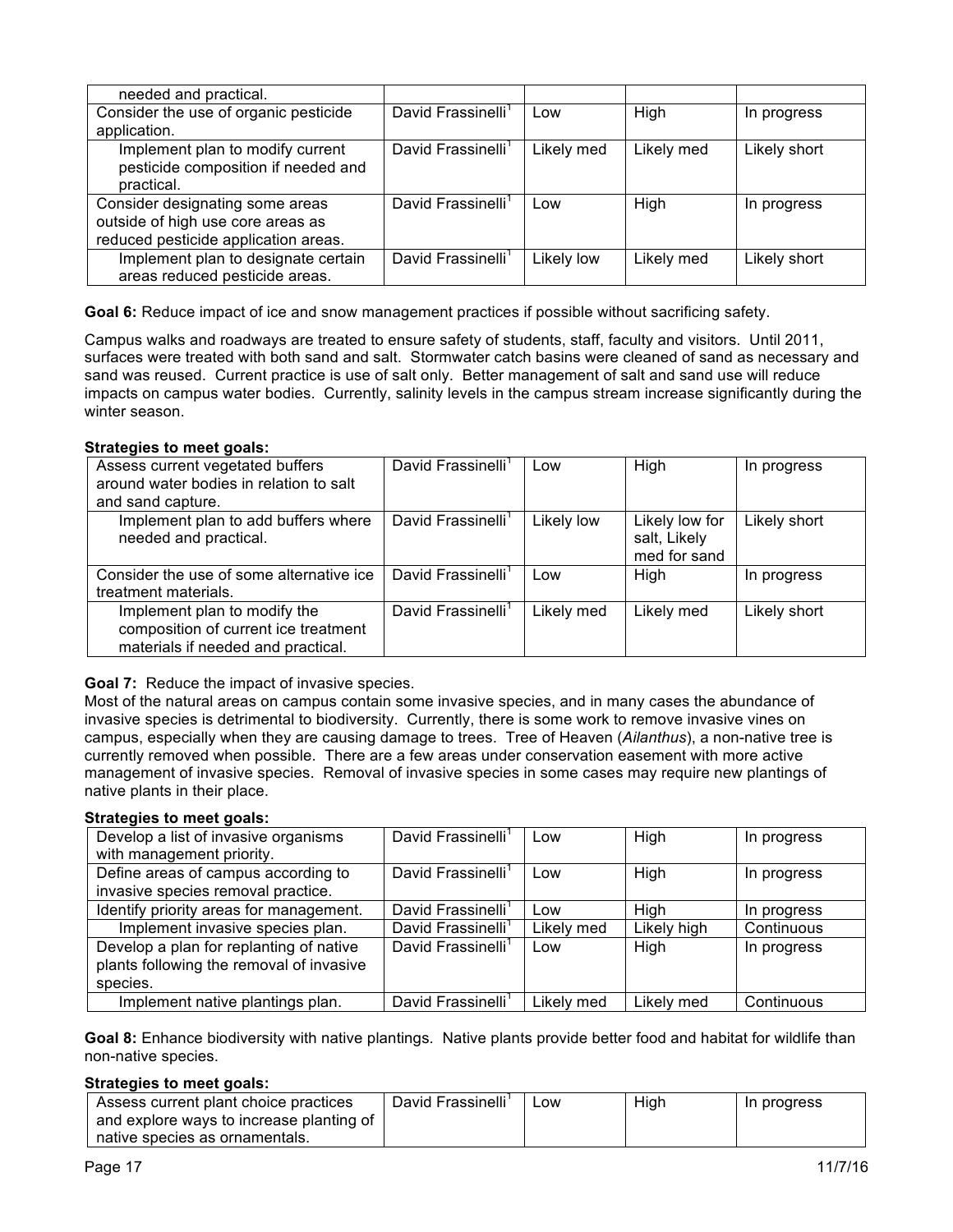| | | | | |
|---|---|---|---|---|
| needed and practical. | | | | |
| Consider the use of organic pesticide application. | David Frassinelli[1] | Low | High | In progress |
| Implement plan to modify current pesticide composition if needed and practical. | David Frassinelli[1] | Likely med | Likely med | Likely short |
| Consider designating some areas outside of high use core areas as reduced pesticide application areas. | David Frassinelli[1] | Low | High | In progress |
| Implement plan to designate certain areas reduced pesticide areas. | David Frassinelli[1] | Likely low | Likely med | Likely short |

**Goal 6:** Reduce impact of ice and snow management practices if possible without sacrificing safety.

Campus walks and roadways are treated to ensure safety of students, staff, faculty and visitors. Until 2011, surfaces were treated with both sand and salt. Stormwater catch basins were cleaned of sand as necessary and sand was reused. Current practice is use of salt only. Better management of salt and sand use will reduce impacts on campus water bodies. Currently, salinity levels in the campus stream increase significantly during the winter season.

**Strategies to meet goals:**

| | | | | |
|---|---|---|---|---|
| Assess current vegetated buffers around water bodies in relation to salt and sand capture. | David Frassinelli[1] | Low | High | In progress |
| Implement plan to add buffers where needed and practical. | David Frassinelli[1] | Likely low | Likely low for salt, Likely med for sand | Likely short |
| Consider the use of some alternative ice treatment materials. | David Frassinelli[1] | Low | High | In progress |
| Implement plan to modify the composition of current ice treatment materials if needed and practical. | David Frassinelli[1] | Likely med | Likely med | Likely short |

**Goal 7:** Reduce the impact of invasive species.
Most of the natural areas on campus contain some invasive species, and in many cases the abundance of invasive species is detrimental to biodiversity. Currently, there is some work to remove invasive vines on campus, especially when they are causing damage to trees. Tree of Heaven (*Ailanthus*), a non-native tree is currently removed when possible. There are a few areas under conservation easement with more active management of invasive species. Removal of invasive species in some cases may require new plantings of native plants in their place.

**Strategies to meet goals:**

| | | | | |
|---|---|---|---|---|
| Develop a list of invasive organisms with management priority. | David Frassinelli[1] | Low | High | In progress |
| Define areas of campus according to invasive species removal practice. | David Frassinelli[1] | Low | High | In progress |
| Identify priority areas for management. | David Frassinelli[1] | Low | High | In progress |
| Implement invasive species plan. | David Frassinelli[1] | Likely med | Likely high | Continuous |
| Develop a plan for replanting of native plants following the removal of invasive species. | David Frassinelli[1] | Low | High | In progress |
| Implement native plantings plan. | David Frassinelli[1] | Likely med | Likely med | Continuous |

**Goal 8:** Enhance biodiversity with native plantings. Native plants provide better food and habitat for wildlife than non-native species.

**Strategies to meet goals:**

| | | | | |
|---|---|---|---|---|
| Assess current plant choice practices and explore ways to increase planting of native species as ornamentals. | David Frassinelli[1] | Low | High | In progress |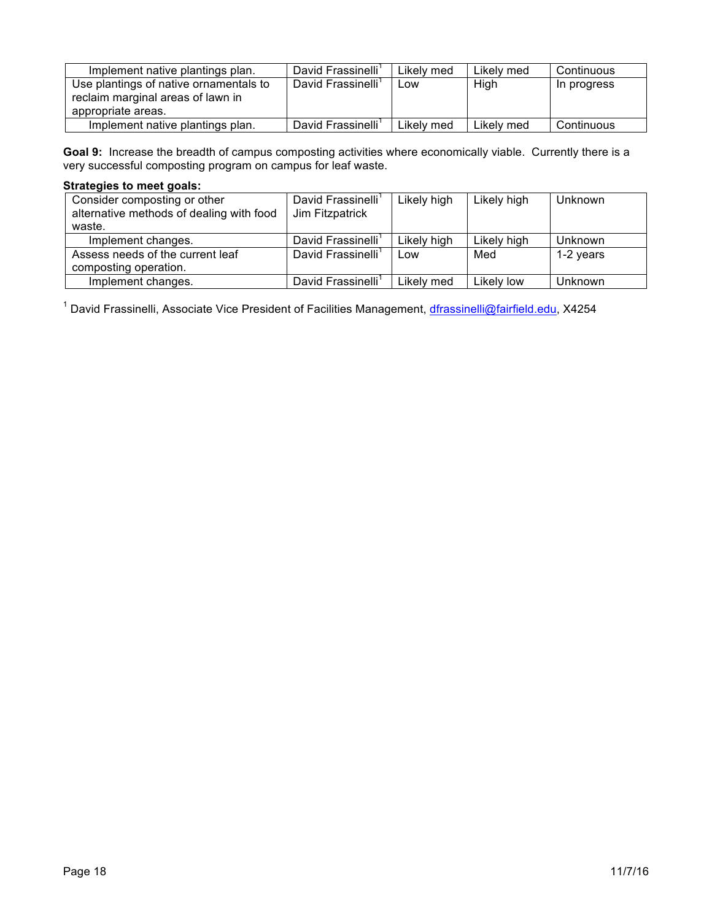| | | | | |
|---|---|---|---|---|
| Implement native plantings plan. | David Frassinelli[1] | Likely med | Likely med | Continuous |
| Use plantings of native ornamentals to reclaim marginal areas of lawn in appropriate areas. | David Frassinelli[1] | Low | High | In progress |
| Implement native plantings plan. | David Frassinelli[1] | Likely med | Likely med | Continuous |

**Goal 9:** Increase the breadth of campus composting activities where economically viable. Currently there is a very successful composting program on campus for leaf waste.

**Strategies to meet goals:**

| | | | | |
|---|---|---|---|---|
| Consider composting or other alternative methods of dealing with food waste. | David Frassinelli[1] Jim Fitzpatrick | Likely high | Likely high | Unknown |
| Implement changes. | David Frassinelli[1] | Likely high | Likely high | Unknown |
| Assess needs of the current leaf composting operation. | David Frassinelli[1] | Low | Med | 1-2 years |
| Implement changes. | David Frassinelli[1] | Likely med | Likely low | Unknown |

[1] David Frassinelli, Associate Vice President of Facilities Management, dfrassinelli@fairfield.edu, X4254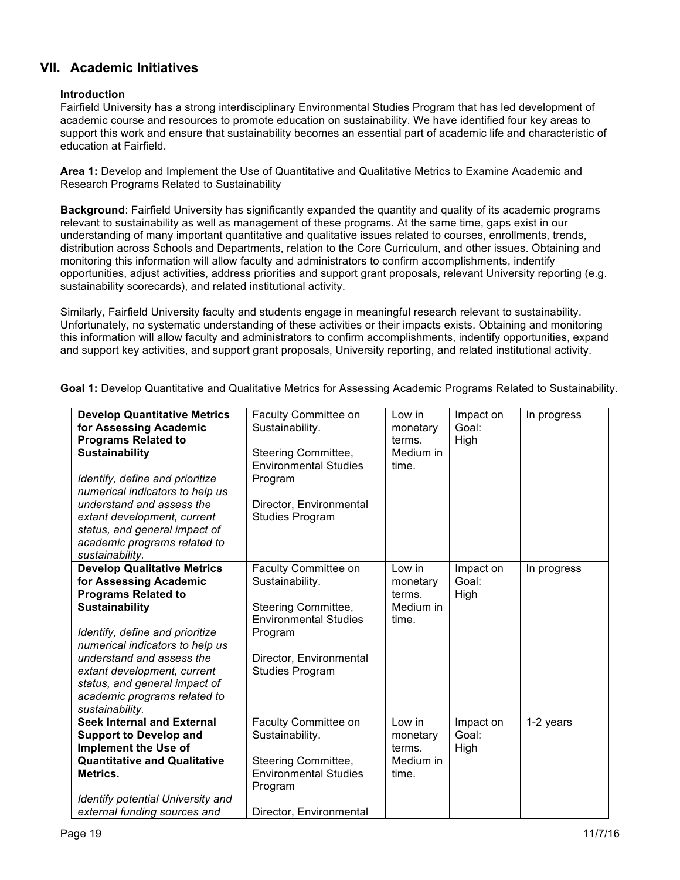## VII. Academic Initiatives

**Introduction**
Fairfield University has a strong interdisciplinary Environmental Studies Program that has led development of academic course and resources to promote education on sustainability. We have identified four key areas to support this work and ensure that sustainability becomes an essential part of academic life and characteristic of education at Fairfield.

**Area 1:** Develop and Implement the Use of Quantitative and Qualitative Metrics to Examine Academic and Research Programs Related to Sustainability

**Background**: Fairfield University has significantly expanded the quantity and quality of its academic programs relevant to sustainability as well as management of these programs. At the same time, gaps exist in our understanding of many important quantitative and qualitative issues related to courses, enrollments, trends, distribution across Schools and Departments, relation to the Core Curriculum, and other issues. Obtaining and monitoring this information will allow faculty and administrators to confirm accomplishments, indentify opportunities, adjust activities, address priorities and support grant proposals, relevant University reporting (e.g. sustainability scorecards), and related institutional activity.

Similarly, Fairfield University faculty and students engage in meaningful research relevant to sustainability. Unfortunately, no systematic understanding of these activities or their impacts exists. Obtaining and monitoring this information will allow faculty and administrators to confirm accomplishments, indentify opportunities, expand and support key activities, and support grant proposals, University reporting, and related institutional activity.

**Goal 1:** Develop Quantitative and Qualitative Metrics for Assessing Academic Programs Related to Sustainability.

| | | | | |
|---|---|---|---|---|
| **Develop Quantitative Metrics for Assessing Academic Programs Related to Sustainability**<br><br>*Identify, define and prioritize numerical indicators to help us understand and assess the extant development, current status, and general impact of academic programs related to sustainability.* | Faculty Committee on Sustainability.<br><br>Steering Committee, Environmental Studies Program<br><br>Director, Environmental Studies Program | Low in monetary terms. Medium in time. | Impact on Goal: High | In progress |
| **Develop Qualitative Metrics for Assessing Academic Programs Related to Sustainability**<br><br>*Identify, define and prioritize numerical indicators to help us understand and assess the extant development, current status, and general impact of academic programs related to sustainability.* | Faculty Committee on Sustainability.<br><br>Steering Committee, Environmental Studies Program<br><br>Director, Environmental Studies Program | Low in monetary terms. Medium in time. | Impact on Goal: High | In progress |
| **Seek Internal and External Support to Develop and Implement the Use of Quantitative and Qualitative Metrics.**<br><br>*Identify potential University and external funding sources and* | Faculty Committee on Sustainability.<br><br>Steering Committee, Environmental Studies Program<br><br>Director, Environmental | Low in monetary terms. Medium in time. | Impact on Goal: High | 1-2 years |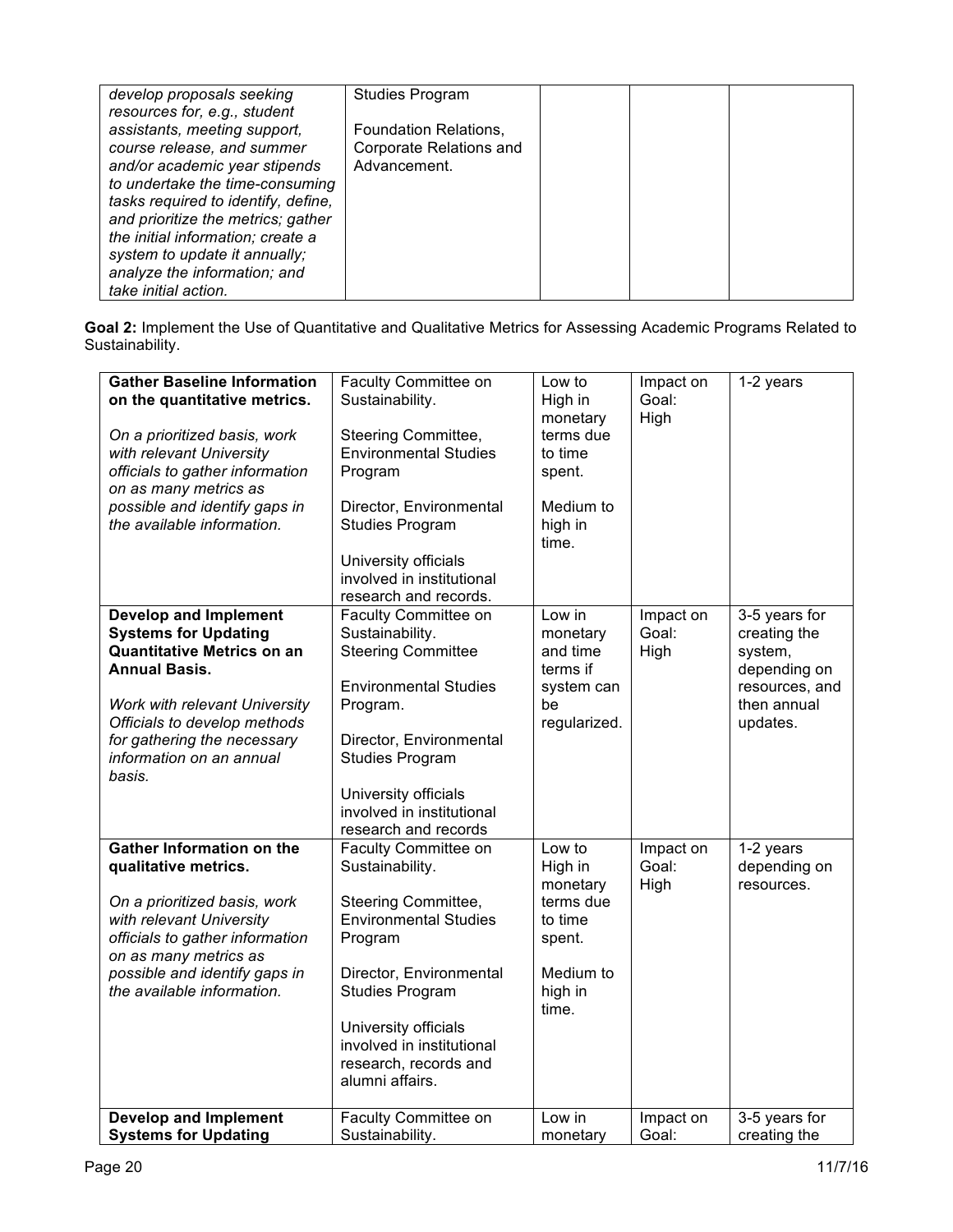| | | | | |
|---|---|---|---|---|
| *develop proposals seeking resources for, e.g., student assistants, meeting support, course release, and summer and/or academic year stipends to undertake the time-consuming tasks required to identify, define, and prioritize the metrics; gather the initial information; create a system to update it annually; analyze the information; and take initial action.* | Studies Program<br><br>Foundation Relations, Corporate Relations and Advancement. | | | |

**Goal 2:** Implement the Use of Quantitative and Qualitative Metrics for Assessing Academic Programs Related to Sustainability.

| | | | | |
|---|---|---|---|---|
| **Gather Baseline Information on the quantitative metrics.**<br><br>*On a prioritized basis, work with relevant University officials to gather information on as many metrics as possible and identify gaps in the available information.* | Faculty Committee on Sustainability.<br><br>Steering Committee, Environmental Studies Program<br><br>Director, Environmental Studies Program<br><br>University officials involved in institutional research and records. | Low to High in monetary terms due to time spent.<br><br>Medium to high in time. | Impact on Goal: High | 1-2 years |
| **Develop and Implement Systems for Updating Quantitative Metrics on an Annual Basis.**<br><br>*Work with relevant University Officials to develop methods for gathering the necessary information on an annual basis.* | Faculty Committee on Sustainability.<br>Steering Committee<br><br>Environmental Studies Program.<br><br>Director, Environmental Studies Program<br><br>University officials involved in institutional research and records | Low in monetary and time terms if system can be regularized. | Impact on Goal: High | 3-5 years for creating the system, depending on resources, and then annual updates. |
| **Gather Information on the qualitative metrics.**<br><br>*On a prioritized basis, work with relevant University officials to gather information on as many metrics as possible and identify gaps in the available information.* | Faculty Committee on Sustainability.<br><br>Steering Committee, Environmental Studies Program<br><br>Director, Environmental Studies Program<br><br>University officials involved in institutional research, records and alumni affairs. | Low to High in monetary terms due to time spent.<br><br>Medium to high in time. | Impact on Goal: High | 1-2 years depending on resources. |
| **Develop and Implement Systems for Updating** | Faculty Committee on Sustainability. | Low in monetary | Impact on Goal: | 3-5 years for creating the |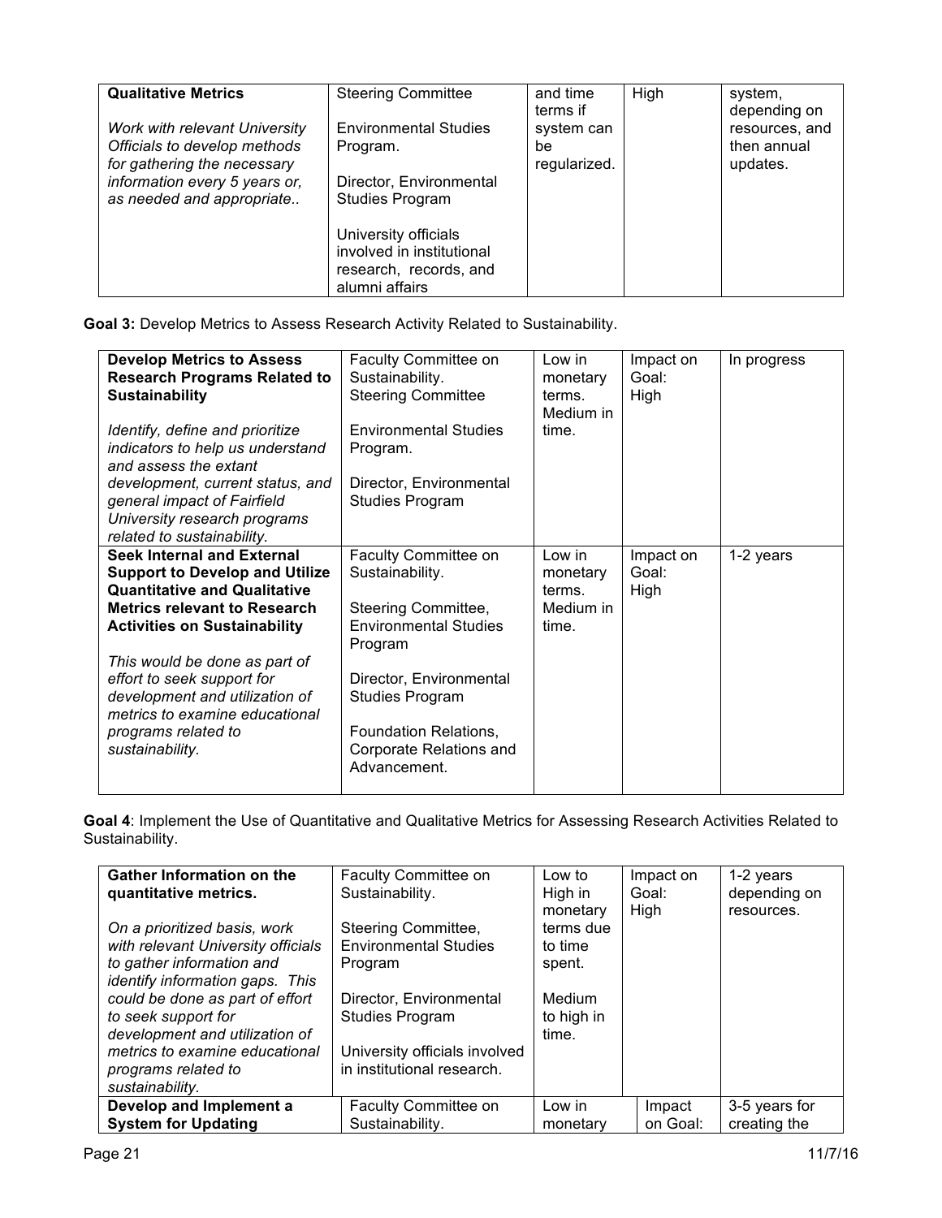| **Qualitative Metrics**<br><br>*Work with relevant University Officials to develop methods for gathering the necessary information every 5 years or, as needed and appropriate..* | Steering Committee<br><br>Environmental Studies Program.<br><br>Director, Environmental Studies Program<br><br>University officials involved in institutional research, records, and alumni affairs | and time terms if system can be regularized. | High | system, depending on resources, and then annual updates. |
|---|---|---|---|---|

**Goal 3:** Develop Metrics to Assess Research Activity Related to Sustainability.

| **Develop Metrics to Assess Research Programs Related to Sustainability**<br><br>*Identify, define and prioritize indicators to help us understand and assess the extant development, current status, and general impact of Fairfield University research programs related to sustainability.* | Faculty Committee on Sustainability.<br>Steering Committee<br><br>Environmental Studies Program.<br><br>Director, Environmental Studies Program | Low in monetary terms. Medium in time. | Impact on Goal: High | In progress |
|---|---|---|---|---|
| **Seek Internal and External Support to Develop and Utilize Quantitative and Qualitative Metrics relevant to Research Activities on Sustainability**<br><br>*This would be done as part of effort to seek support for development and utilization of metrics to examine educational programs related to sustainability.* | Faculty Committee on Sustainability.<br><br>Steering Committee, Environmental Studies Program<br><br>Director, Environmental Studies Program<br><br>Foundation Relations, Corporate Relations and Advancement. | Low in monetary terms. Medium in time. | Impact on Goal: High | 1-2 years |

**Goal 4**: Implement the Use of Quantitative and Qualitative Metrics for Assessing Research Activities Related to Sustainability.

| **Gather Information on the quantitative metrics.**<br><br>*On a prioritized basis, work with relevant University officials to gather information and identify information gaps. This could be done as part of effort to seek support for development and utilization of metrics to examine educational programs related to sustainability.* | Faculty Committee on Sustainability.<br><br>Steering Committee, Environmental Studies Program<br><br>Director, Environmental Studies Program<br><br>University officials involved in institutional research. | Low to High in monetary terms due to time spent.<br><br>Medium to high in time. | Impact on Goal: High | 1-2 years depending on resources. |
|---|---|---|---|---|
| **Develop and Implement a System for Updating** | Faculty Committee on Sustainability. | Low in monetary | Impact on Goal: | 3-5 years for creating the |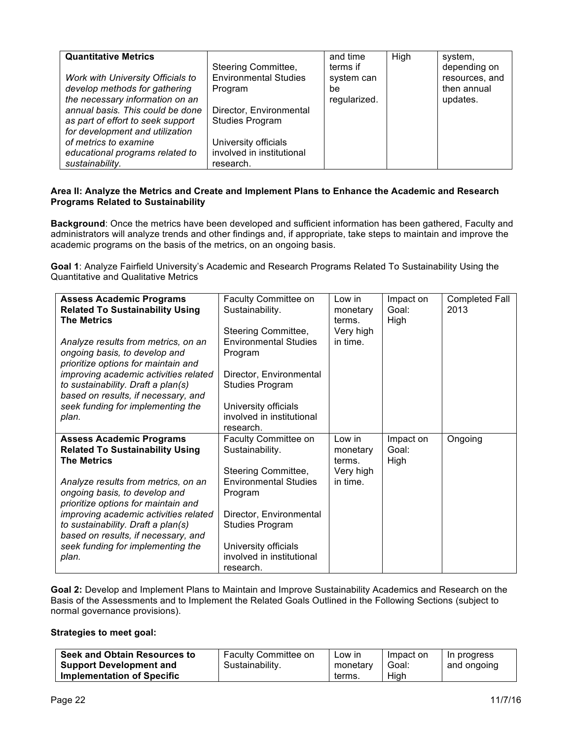| Quantitative Metrics<br><br>*Work with University Officials to develop methods for gathering the necessary information on an annual basis. This could be done as part of effort to seek support for development and utilization of metrics to examine educational programs related to sustainability.* | Steering Committee, Environmental Studies Program<br><br>Director, Environmental Studies Program<br><br>University officials involved in institutional research. | and time terms if system can be regularized. | High | system, depending on resources, and then annual updates. |
|---|---|---|---|---|

**Area II: Analyze the Metrics and Create and Implement Plans to Enhance the Academic and Research Programs Related to Sustainability**

**Background**: Once the metrics have been developed and sufficient information has been gathered, Faculty and administrators will analyze trends and other findings and, if appropriate, take steps to maintain and improve the academic programs on the basis of the metrics, on an ongoing basis.

**Goal 1**: Analyze Fairfield University's Academic and Research Programs Related To Sustainability Using the Quantitative and Qualitative Metrics

| **Assess Academic Programs Related To Sustainability Using The Metrics**<br><br>*Analyze results from metrics, on an ongoing basis, to develop and prioritize options for maintain and improving academic activities related to sustainability. Draft a plan(s) based on results, if necessary, and seek funding for implementing the plan.* | Faculty Committee on Sustainability.<br><br>Steering Committee, Environmental Studies Program<br><br>Director, Environmental Studies Program<br><br>University officials involved in institutional research. | Low in monetary terms. Very high in time. | Impact on Goal: High | Completed Fall 2013 |
|---|---|---|---|---|
| **Assess Academic Programs Related To Sustainability Using The Metrics**<br><br>*Analyze results from metrics, on an ongoing basis, to develop and prioritize options for maintain and improving academic activities related to sustainability. Draft a plan(s) based on results, if necessary, and seek funding for implementing the plan.* | Faculty Committee on Sustainability.<br><br>Steering Committee, Environmental Studies Program<br><br>Director, Environmental Studies Program<br><br>University officials involved in institutional research. | Low in monetary terms. Very high in time. | Impact on Goal: High | Ongoing |

**Goal 2:** Develop and Implement Plans to Maintain and Improve Sustainability Academics and Research on the Basis of the Assessments and to Implement the Related Goals Outlined in the Following Sections (subject to normal governance provisions).

**Strategies to meet goal:**

| **Seek and Obtain Resources to Support Development and Implementation of Specific** | Faculty Committee on Sustainability. | Low in monetary terms. | Impact on Goal: High | In progress and ongoing |
|---|---|---|---|---|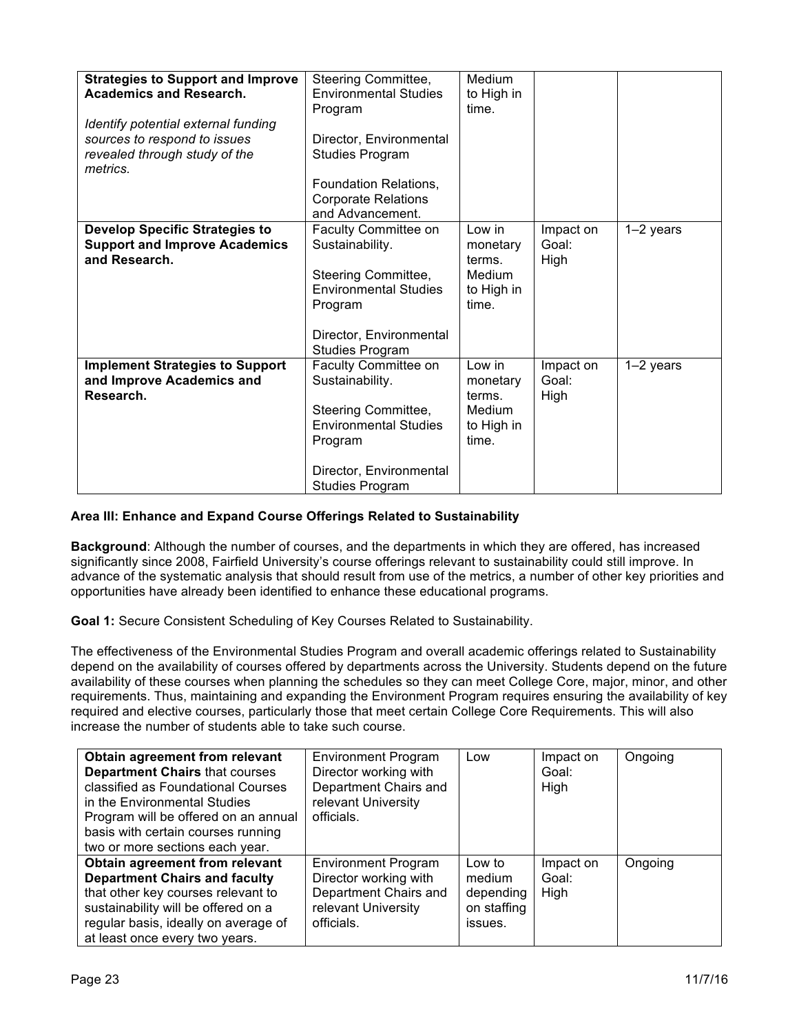| | | | | |
|---|---|---|---|---|
| **Strategies to Support and Improve Academics and Research.**<br><br>*Identify potential external funding sources to respond to issues revealed through study of the metrics.* | Steering Committee, Environmental Studies Program<br><br>Director, Environmental Studies Program<br><br>Foundation Relations, Corporate Relations and Advancement. | Medium to High in time. | | |
| **Develop Specific Strategies to Support and Improve Academics and Research.** | Faculty Committee on Sustainability.<br><br>Steering Committee, Environmental Studies Program<br><br>Director, Environmental Studies Program | Low in monetary terms. Medium to High in time. | Impact on Goal: High | 1–2 years |
| **Implement Strategies to Support and Improve Academics and Research.** | Faculty Committee on Sustainability.<br><br>Steering Committee, Environmental Studies Program<br><br>Director, Environmental Studies Program | Low in monetary terms. Medium to High in time. | Impact on Goal: High | 1–2 years |

**Area III: Enhance and Expand Course Offerings Related to Sustainability**

**Background**: Although the number of courses, and the departments in which they are offered, has increased significantly since 2008, Fairfield University's course offerings relevant to sustainability could still improve. In advance of the systematic analysis that should result from use of the metrics, a number of other key priorities and opportunities have already been identified to enhance these educational programs.

**Goal 1:** Secure Consistent Scheduling of Key Courses Related to Sustainability.

The effectiveness of the Environmental Studies Program and overall academic offerings related to Sustainability depend on the availability of courses offered by departments across the University. Students depend on the future availability of these courses when planning the schedules so they can meet College Core, major, minor, and other requirements. Thus, maintaining and expanding the Environment Program requires ensuring the availability of key required and elective courses, particularly those that meet certain College Core Requirements. This will also increase the number of students able to take such course.

| | | | | |
|---|---|---|---|---|
| **Obtain agreement from relevant Department Chairs** that courses classified as Foundational Courses in the Environmental Studies Program will be offered on an annual basis with certain courses running two or more sections each year. | Environment Program Director working with Department Chairs and relevant University officials. | Low | Impact on Goal: High | Ongoing |
| **Obtain agreement from relevant Department Chairs and faculty** that other key courses relevant to sustainability will be offered on a regular basis, ideally on average of at least once every two years. | Environment Program Director working with Department Chairs and relevant University officials. | Low to medium depending on staffing issues. | Impact on Goal: High | Ongoing |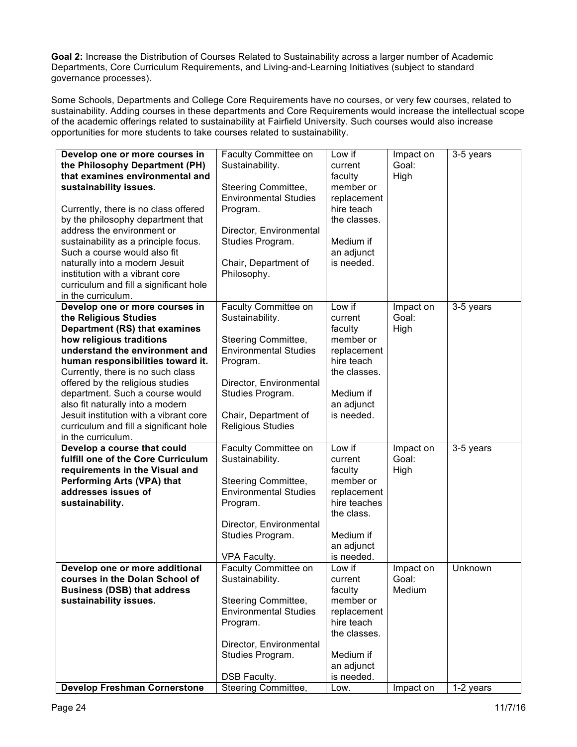**Goal 2:** Increase the Distribution of Courses Related to Sustainability across a larger number of Academic Departments, Core Curriculum Requirements, and Living-and-Learning Initiatives (subject to standard governance processes).

Some Schools, Departments and College Core Requirements have no courses, or very few courses, related to sustainability. Adding courses in these departments and Core Requirements would increase the intellectual scope of the academic offerings related to sustainability at Fairfield University. Such courses would also increase opportunities for more students to take courses related to sustainability.

| | | | | |
|---|---|---|---|---|
| **Develop one or more courses in the Philosophy Department (PH) that examines environmental and sustainability issues.**<br><br>Currently, there is no class offered by the philosophy department that address the environment or sustainability as a principle focus. Such a course would also fit naturally into a modern Jesuit institution with a vibrant core curriculum and fill a significant hole in the curriculum. | Faculty Committee on Sustainability.<br><br>Steering Committee, Environmental Studies Program.<br><br>Director, Environmental Studies Program.<br><br>Chair, Department of Philosophy. | Low if current faculty member or replacement hire teach the classes.<br><br>Medium if an adjunct is needed. | Impact on Goal: High | 3-5 years |
| **Develop one or more courses in the Religious Studies Department (RS) that examines how religious traditions understand the environment and human responsibilities toward it.** Currently, there is no such class offered by the religious studies department. Such a course would also fit naturally into a modern Jesuit institution with a vibrant core curriculum and fill a significant hole in the curriculum. | Faculty Committee on Sustainability.<br><br>Steering Committee, Environmental Studies Program.<br><br>Director, Environmental Studies Program.<br><br>Chair, Department of Religious Studies | Low if current faculty member or replacement hire teach the classes.<br><br>Medium if an adjunct is needed. | Impact on Goal: High | 3-5 years |
| **Develop a course that could fulfill one of the Core Curriculum requirements in the Visual and Performing Arts (VPA) that addresses issues of sustainability.** | Faculty Committee on Sustainability.<br><br>Steering Committee, Environmental Studies Program.<br><br>Director, Environmental Studies Program.<br><br>VPA Faculty. | Low if current faculty member or replacement hire teaches the class.<br><br>Medium if an adjunct is needed. | Impact on Goal: High | 3-5 years |
| **Develop one or more additional courses in the Dolan School of Business (DSB) that address sustainability issues.** | Faculty Committee on Sustainability.<br><br>Steering Committee, Environmental Studies Program.<br><br>Director, Environmental Studies Program.<br><br>DSB Faculty. | Low if current faculty member or replacement hire teach the classes.<br><br>Medium if an adjunct is needed. | Impact on Goal: Medium | Unknown |
| **Develop Freshman Cornerstone** | Steering Committee, | Low. | Impact on | 1-2 years |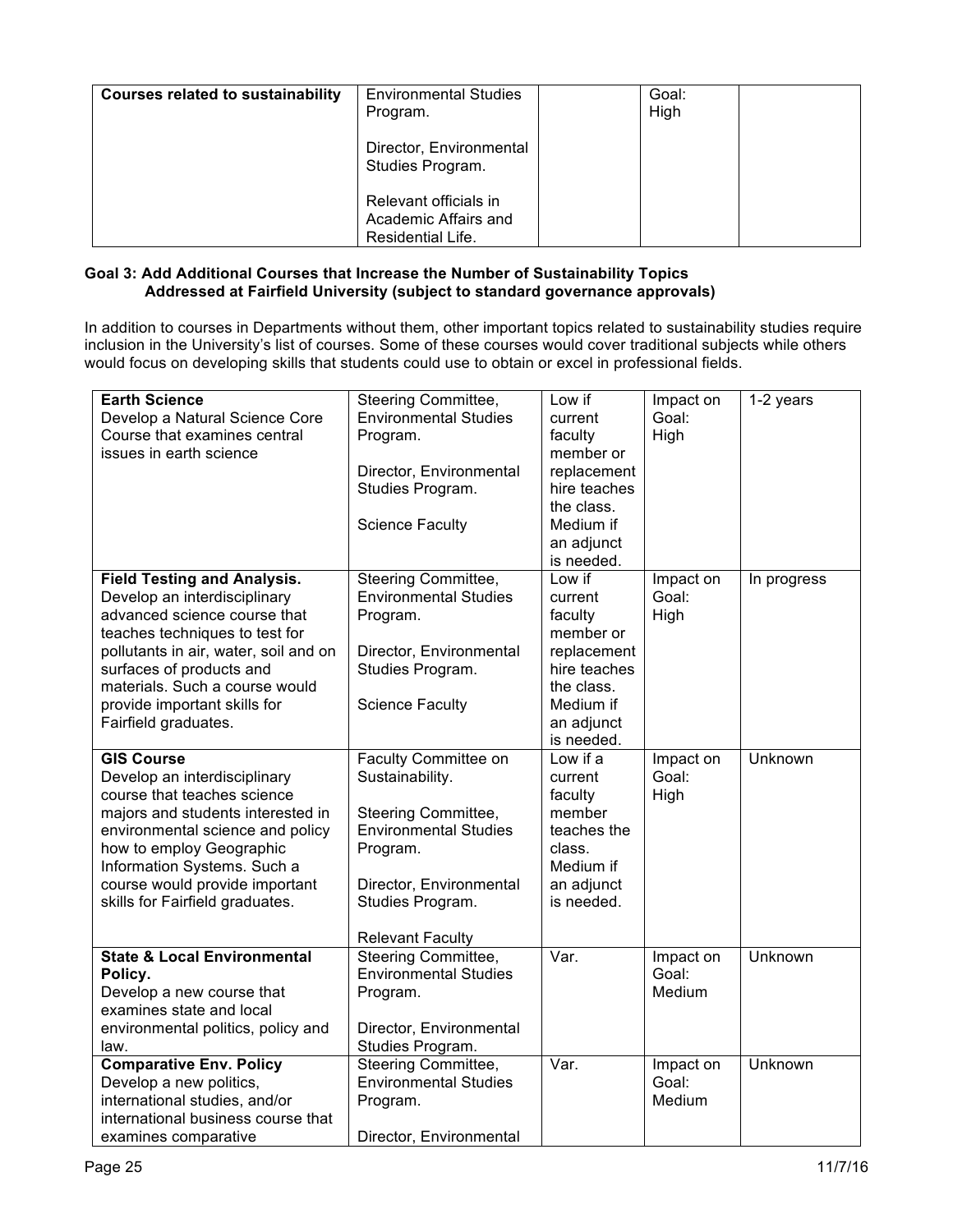| Courses related to sustainability | Environmental Studies Program.<br><br>Director, Environmental Studies Program.<br><br>Relevant officials in Academic Affairs and Residential Life. | | Goal: High | |
|---|---|---|---|---|

**Goal 3: Add Additional Courses that Increase the Number of Sustainability Topics Addressed at Fairfield University (subject to standard governance approvals)**

In addition to courses in Departments without them, other important topics related to sustainability studies require inclusion in the University's list of courses. Some of these courses would cover traditional subjects while others would focus on developing skills that students could use to obtain or excel in professional fields.

| | | | | |
|---|---|---|---|---|
| **Earth Science**<br>Develop a Natural Science Core Course that examines central issues in earth science | Steering Committee, Environmental Studies Program.<br><br>Director, Environmental Studies Program.<br><br>Science Faculty | Low if current faculty member or replacement hire teaches the class. Medium if an adjunct is needed. | Impact on Goal: High | 1-2 years |
| **Field Testing and Analysis.**<br>Develop an interdisciplinary advanced science course that teaches techniques to test for pollutants in air, water, soil and on surfaces of products and materials. Such a course would provide important skills for Fairfield graduates. | Steering Committee, Environmental Studies Program.<br><br>Director, Environmental Studies Program.<br><br>Science Faculty | Low if current faculty member or replacement hire teaches the class. Medium if an adjunct is needed. | Impact on Goal: High | In progress |
| **GIS Course**<br>Develop an interdisciplinary course that teaches science majors and students interested in environmental science and policy how to employ Geographic Information Systems. Such a course would provide important skills for Fairfield graduates. | Faculty Committee on Sustainability.<br><br>Steering Committee, Environmental Studies Program.<br><br>Director, Environmental Studies Program.<br><br>Relevant Faculty | Low if a current faculty member teaches the class. Medium if an adjunct is needed. | Impact on Goal: High | Unknown |
| **State & Local Environmental Policy.**<br>Develop a new course that examines state and local environmental politics, policy and law. | Steering Committee, Environmental Studies Program.<br><br>Director, Environmental Studies Program. | Var. | Impact on Goal: Medium | Unknown |
| **Comparative Env. Policy**<br>Develop a new politics, international studies, and/or international business course that examines comparative | Steering Committee, Environmental Studies Program.<br><br>Director, Environmental | Var. | Impact on Goal: Medium | Unknown |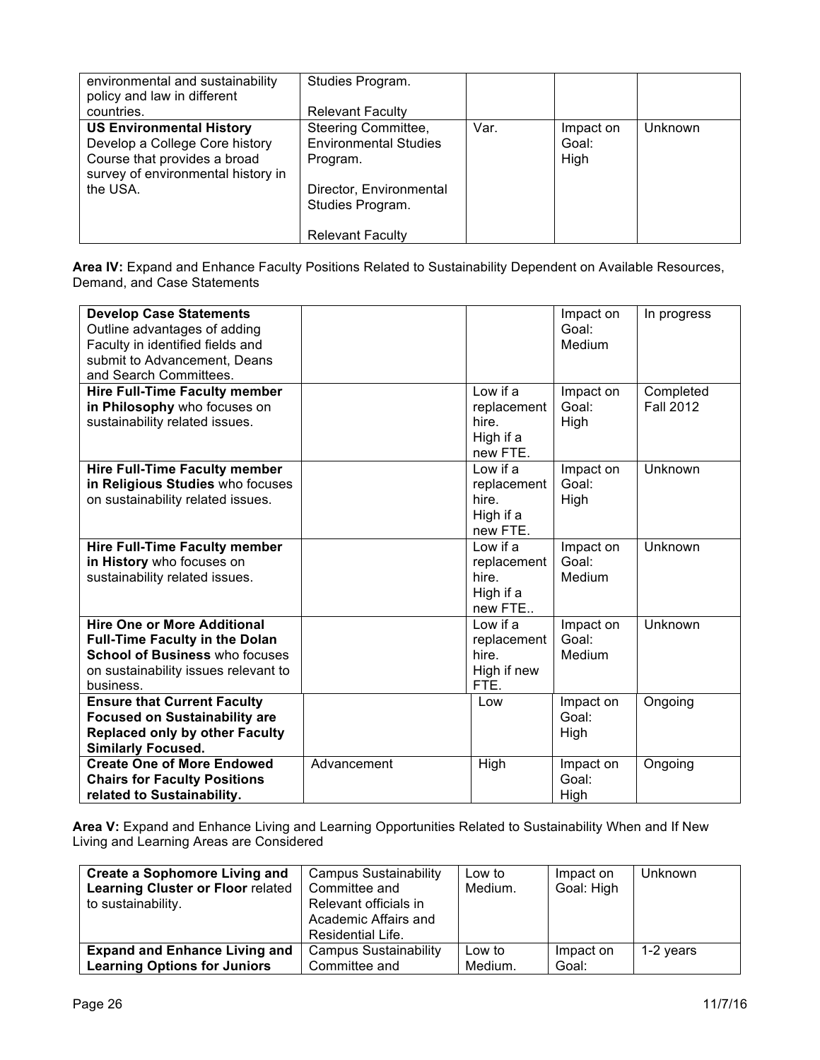| | | | | |
|---|---|---|---|---|
| environmental and sustainability policy and law in different countries. | Studies Program.<br><br>Relevant Faculty | | | |
| **US Environmental History** Develop a College Core history Course that provides a broad survey of environmental history in the USA. | Steering Committee, Environmental Studies Program.<br><br>Director, Environmental Studies Program.<br><br>Relevant Faculty | Var. | Impact on Goal: High | Unknown |

**Area IV:** Expand and Enhance Faculty Positions Related to Sustainability Dependent on Available Resources, Demand, and Case Statements

| | | | | |
|---|---|---|---|---|
| **Develop Case Statements** Outline advantages of adding Faculty in identified fields and submit to Advancement, Deans and Search Committees. | | | Impact on Goal: Medium | In progress |
| **Hire Full-Time Faculty member in Philosophy** who focuses on sustainability related issues. | | Low if a replacement hire. High if a new FTE. | Impact on Goal: High | Completed Fall 2012 |
| **Hire Full-Time Faculty member in Religious Studies** who focuses on sustainability related issues. | | Low if a replacement hire. High if a new FTE. | Impact on Goal: High | Unknown |
| **Hire Full-Time Faculty member in History** who focuses on sustainability related issues. | | Low if a replacement hire. High if a new FTE.. | Impact on Goal: Medium | Unknown |
| **Hire One or More Additional Full-Time Faculty in the Dolan School of Business** who focuses on sustainability issues relevant to business. | | Low if a replacement hire. High if new FTE. | Impact on Goal: Medium | Unknown |
| **Ensure that Current Faculty Focused on Sustainability are Replaced only by other Faculty Similarly Focused.** | | Low | Impact on Goal: High | Ongoing |
| **Create One of More Endowed Chairs for Faculty Positions related to Sustainability.** | Advancement | High | Impact on Goal: High | Ongoing |

**Area V:** Expand and Enhance Living and Learning Opportunities Related to Sustainability When and If New Living and Learning Areas are Considered

| | | | | |
|---|---|---|---|---|
| **Create a Sophomore Living and Learning Cluster or Floor** related to sustainability. | Campus Sustainability Committee and Relevant officials in Academic Affairs and Residential Life. | Low to Medium. | Impact on Goal: High | Unknown |
| **Expand and Enhance Living and Learning Options for Juniors** | Campus Sustainability Committee and | Low to Medium. | Impact on Goal: | 1-2 years |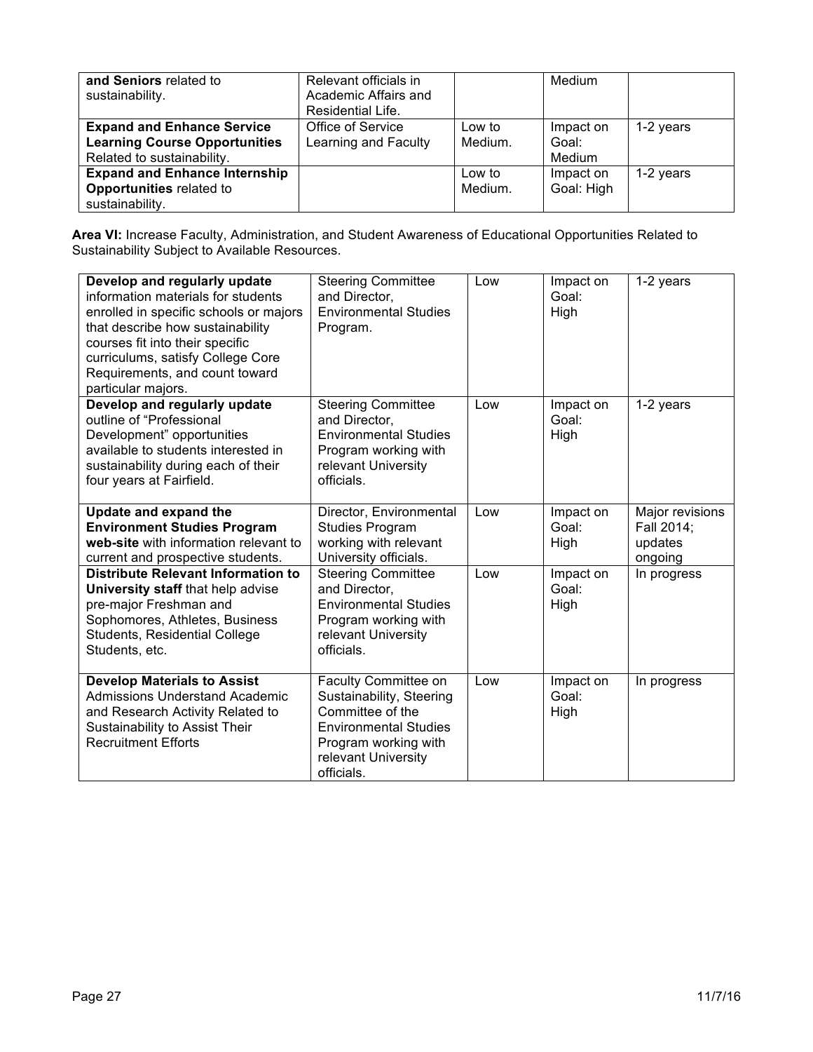| **and Seniors** related to sustainability. | Relevant officials in Academic Affairs and Residential Life. | | Medium | |
|---|---|---|---|---|
| **Expand and Enhance Service Learning Course Opportunities** Related to sustainability. | Office of Service Learning and Faculty | Low to Medium. | Impact on Goal: Medium | 1-2 years |
| **Expand and Enhance Internship Opportunities** related to sustainability. | | Low to Medium. | Impact on Goal: High | 1-2 years |

**Area VI:** Increase Faculty, Administration, and Student Awareness of Educational Opportunities Related to Sustainability Subject to Available Resources.

| **Develop and regularly update** information materials for students enrolled in specific schools or majors that describe how sustainability courses fit into their specific curriculums, satisfy College Core Requirements, and count toward particular majors. | Steering Committee and Director, Environmental Studies Program. | Low | Impact on Goal: High | 1-2 years |
|---|---|---|---|---|
| **Develop and regularly update** outline of "Professional Development" opportunities available to students interested in sustainability during each of their four years at Fairfield. | Steering Committee and Director, Environmental Studies Program working with relevant University officials. | Low | Impact on Goal: High | 1-2 years |
| **Update and expand the Environment Studies Program web-site** with information relevant to current and prospective students. | Director, Environmental Studies Program working with relevant University officials. | Low | Impact on Goal: High | Major revisions Fall 2014; updates ongoing |
| **Distribute Relevant Information to University staff** that help advise pre-major Freshman and Sophomores, Athletes, Business Students, Residential College Students, etc. | Steering Committee and Director, Environmental Studies Program working with relevant University officials. | Low | Impact on Goal: High | In progress |
| **Develop Materials to Assist** Admissions Understand Academic and Research Activity Related to Sustainability to Assist Their Recruitment Efforts | Faculty Committee on Sustainability, Steering Committee of the Environmental Studies Program working with relevant University officials. | Low | Impact on Goal: High | In progress |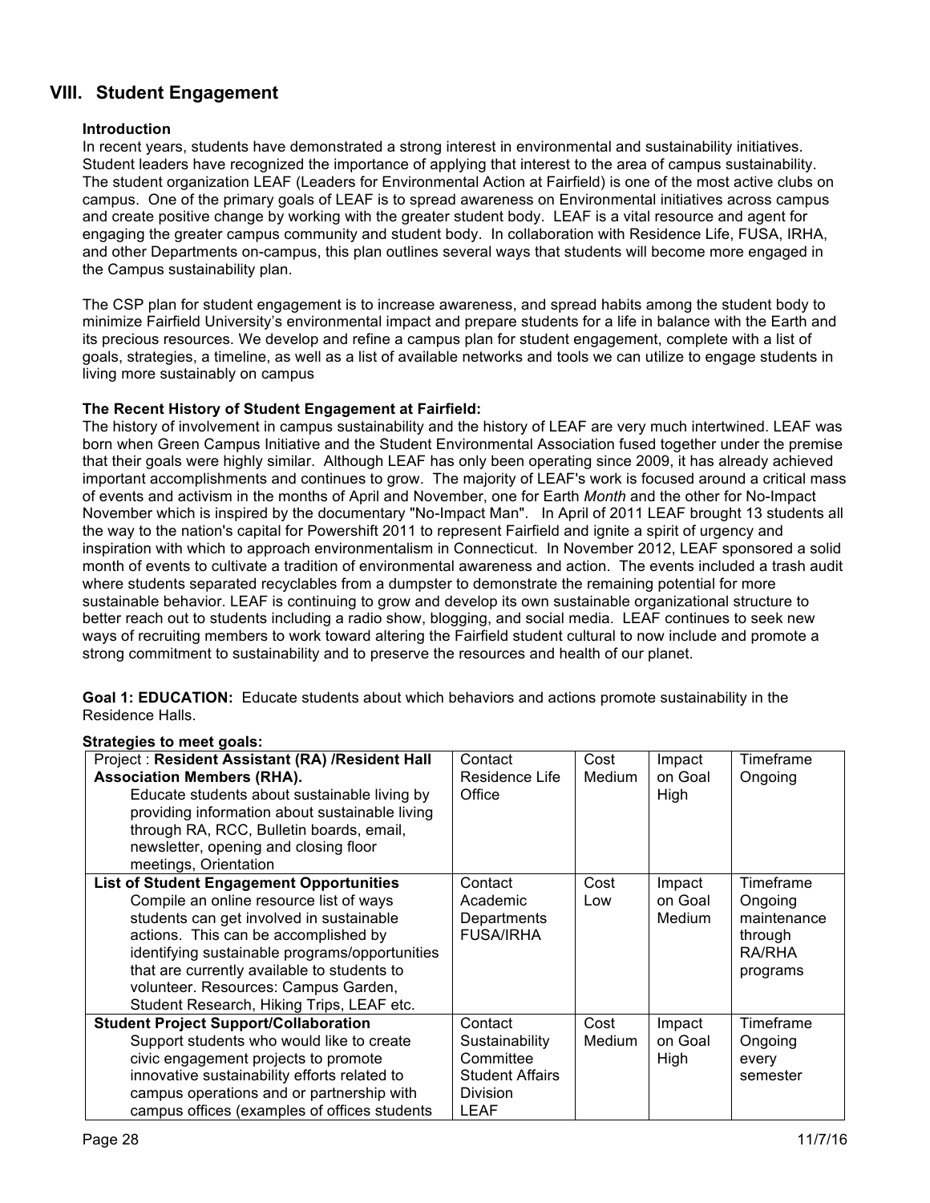## VIII. Student Engagement

**Introduction**

In recent years, students have demonstrated a strong interest in environmental and sustainability initiatives. Student leaders have recognized the importance of applying that interest to the area of campus sustainability. The student organization LEAF (Leaders for Environmental Action at Fairfield) is one of the most active clubs on campus. One of the primary goals of LEAF is to spread awareness on Environmental initiatives across campus and create positive change by working with the greater student body. LEAF is a vital resource and agent for engaging the greater campus community and student body. In collaboration with Residence Life, FUSA, IRHA, and other Departments on-campus, this plan outlines several ways that students will become more engaged in the Campus sustainability plan.

The CSP plan for student engagement is to increase awareness, and spread habits among the student body to minimize Fairfield University's environmental impact and prepare students for a life in balance with the Earth and its precious resources. We develop and refine a campus plan for student engagement, complete with a list of goals, strategies, a timeline, as well as a list of available networks and tools we can utilize to engage students in living more sustainably on campus

**The Recent History of Student Engagement at Fairfield:**

The history of involvement in campus sustainability and the history of LEAF are very much intertwined. LEAF was born when Green Campus Initiative and the Student Environmental Association fused together under the premise that their goals were highly similar. Although LEAF has only been operating since 2009, it has already achieved important accomplishments and continues to grow. The majority of LEAF's work is focused around a critical mass of events and activism in the months of April and November, one for Earth *Month* and the other for No-Impact November which is inspired by the documentary "No-Impact Man". In April of 2011 LEAF brought 13 students all the way to the nation's capital for Powershift 2011 to represent Fairfield and ignite a spirit of urgency and inspiration with which to approach environmentalism in Connecticut. In November 2012, LEAF sponsored a solid month of events to cultivate a tradition of environmental awareness and action. The events included a trash audit where students separated recyclables from a dumpster to demonstrate the remaining potential for more sustainable behavior. LEAF is continuing to grow and develop its own sustainable organizational structure to better reach out to students including a radio show, blogging, and social media. LEAF continues to seek new ways of recruiting members to work toward altering the Fairfield student cultural to now include and promote a strong commitment to sustainability and to preserve the resources and health of our planet.

**Goal 1: EDUCATION:** Educate students about which behaviors and actions promote sustainability in the Residence Halls.

**Strategies to meet goals:**

| Project | Contact | Cost | Impact on Goal | Timeframe |
|---|---|---|---|---|
| Project : **Resident Assistant (RA) /Resident Hall Association Members (RHA).** Educate students about sustainable living by providing information about sustainable living through RA, RCC, Bulletin boards, email, newsletter, opening and closing floor meetings, Orientation | Contact Residence Life Office | Cost Medium | Impact on Goal High | Timeframe Ongoing |
| **List of Student Engagement Opportunities** Compile an online resource list of ways students can get involved in sustainable actions. This can be accomplished by identifying sustainable programs/opportunities that are currently available to students to volunteer. Resources: Campus Garden, Student Research, Hiking Trips, LEAF etc. | Contact Academic Departments FUSA/IRHA | Cost Low | Impact on Goal Medium | Timeframe Ongoing maintenance through RA/RHA programs |
| **Student Project Support/Collaboration** Support students who would like to create civic engagement projects to promote innovative sustainability efforts related to campus operations and or partnership with campus offices (examples of offices students | Contact Sustainability Committee Student Affairs Division LEAF | Cost Medium | Impact on Goal High | Timeframe Ongoing every semester |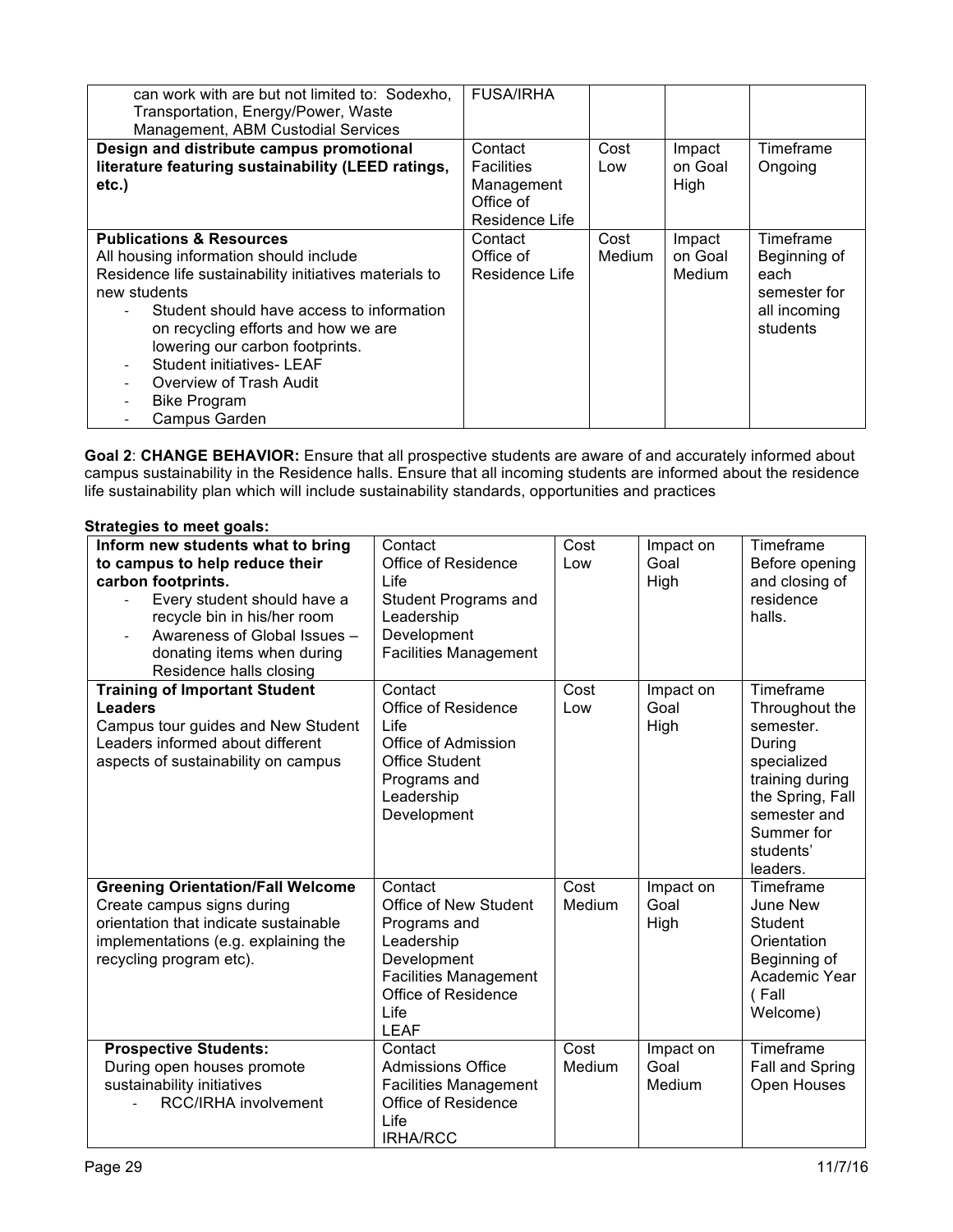| | | | | |
|---|---|---|---|---|
| can work with are but not limited to: Sodexho, Transportation, Energy/Power, Waste Management, ABM Custodial Services | FUSA/IRHA | | | |
| **Design and distribute campus promotional literature featuring sustainability (LEED ratings, etc.)** | Contact<br>Facilities Management<br>Office of Residence Life | Cost<br>Low | Impact on Goal<br>High | Timeframe<br>Ongoing |
| **Publications & Resources**<br>All housing information should include Residence life sustainability initiatives materials to new students<br>- Student should have access to information on recycling efforts and how we are lowering our carbon footprints.<br>- Student initiatives- LEAF<br>- Overview of Trash Audit<br>- Bike Program<br>- Campus Garden | Contact<br>Office of Residence Life | Cost<br>Medium | Impact on Goal<br>Medium | Timeframe<br>Beginning of each semester for all incoming students |

**Goal 2**: **CHANGE BEHAVIOR:** Ensure that all prospective students are aware of and accurately informed about campus sustainability in the Residence halls. Ensure that all incoming students are informed about the residence life sustainability plan which will include sustainability standards, opportunities and practices

**Strategies to meet goals:**

| | | | | |
|---|---|---|---|---|
| **Inform new students what to bring to campus to help reduce their carbon footprints.**<br>- Every student should have a recycle bin in his/her room<br>- Awareness of Global Issues – donating items when during Residence halls closing | Contact<br>Office of Residence Life<br>Student Programs and Leadership Development<br>Facilities Management | Cost<br>Low | Impact on Goal<br>High | Timeframe<br>Before opening and closing of residence halls. |
| **Training of Important Student Leaders**<br>Campus tour guides and New Student Leaders informed about different aspects of sustainability on campus | Contact<br>Office of Residence Life<br>Office of Admission<br>Office Student Programs and Leadership Development | Cost<br>Low | Impact on Goal<br>High | Timeframe<br>Throughout the semester. During specialized training during the Spring, Fall semester and Summer for students' leaders. |
| **Greening Orientation/Fall Welcome**<br>Create campus signs during orientation that indicate sustainable implementations (e.g. explaining the recycling program etc). | Contact<br>Office of New Student Programs and Leadership Development<br>Facilities Management<br>Office of Residence Life<br>LEAF | Cost<br>Medium | Impact on Goal<br>High | Timeframe<br>June New Student Orientation<br>Beginning of Academic Year ( Fall Welcome) |
| **Prospective Students:**<br>During open houses promote sustainability initiatives<br>- RCC/IRHA involvement | Contact<br>Admissions Office<br>Facilities Management<br>Office of Residence Life<br>IRHA/RCC | Cost<br>Medium | Impact on Goal<br>Medium | Timeframe<br>Fall and Spring Open Houses |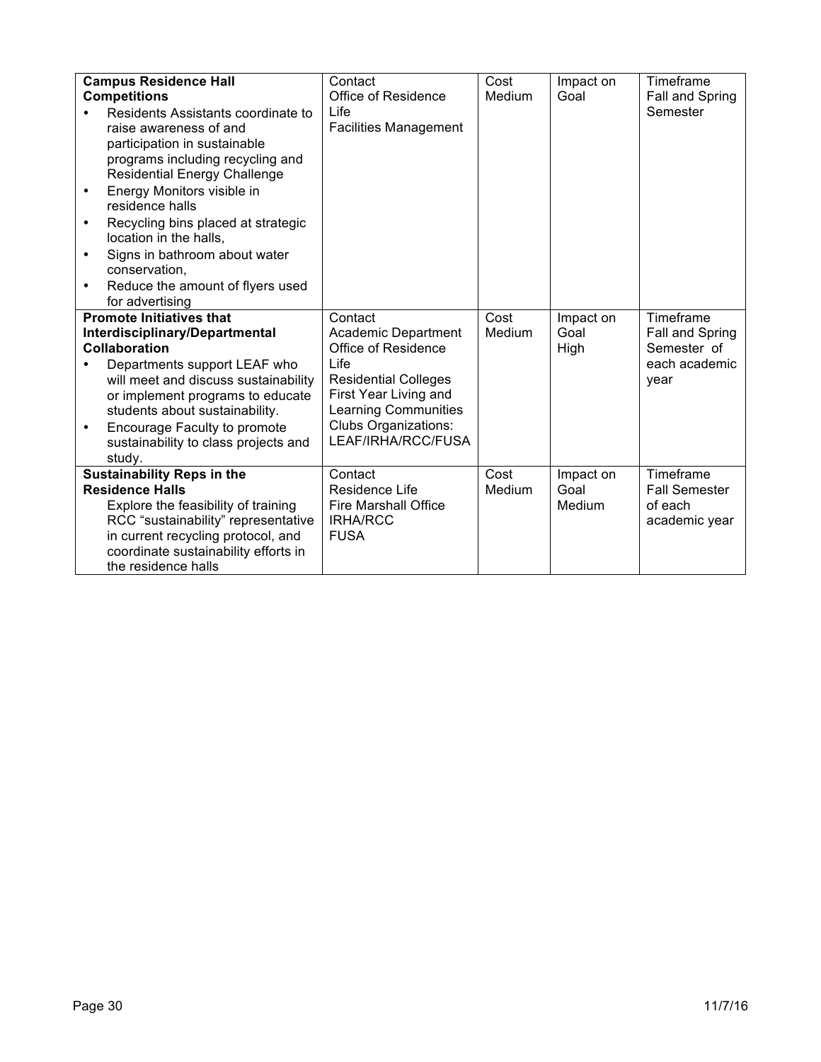| **Campus Residence Hall Competitions**<br>• Residents Assistants coordinate to raise awareness of and participation in sustainable programs including recycling and Residential Energy Challenge<br>• Energy Monitors visible in residence halls<br>• Recycling bins placed at strategic location in the halls,<br>• Signs in bathroom about water conservation,<br>• Reduce the amount of flyers used for advertising | Contact<br>Office of Residence Life<br>Facilities Management | Cost<br>Medium | Impact on Goal | Timeframe<br>Fall and Spring Semester |
|---|---|---|---|---|
| **Promote Initiatives that Interdisciplinary/Departmental Collaboration**<br>• Departments support LEAF who will meet and discuss sustainability or implement programs to educate students about sustainability.<br>• Encourage Faculty to promote sustainability to class projects and study. | Contact<br>Academic Department<br>Office of Residence Life<br>Residential Colleges<br>First Year Living and Learning Communities<br>Clubs Organizations: LEAF/IRHA/RCC/FUSA | Cost<br>Medium | Impact on Goal<br>High | Timeframe<br>Fall and Spring Semester of each academic year |
| **Sustainability Reps in the Residence Halls**<br>Explore the feasibility of training RCC "sustainability" representative in current recycling protocol, and coordinate sustainability efforts in the residence halls | Contact<br>Residence Life<br>Fire Marshall Office<br>IRHA/RCC<br>FUSA | Cost<br>Medium | Impact on Goal<br>Medium | Timeframe<br>Fall Semester of each academic year |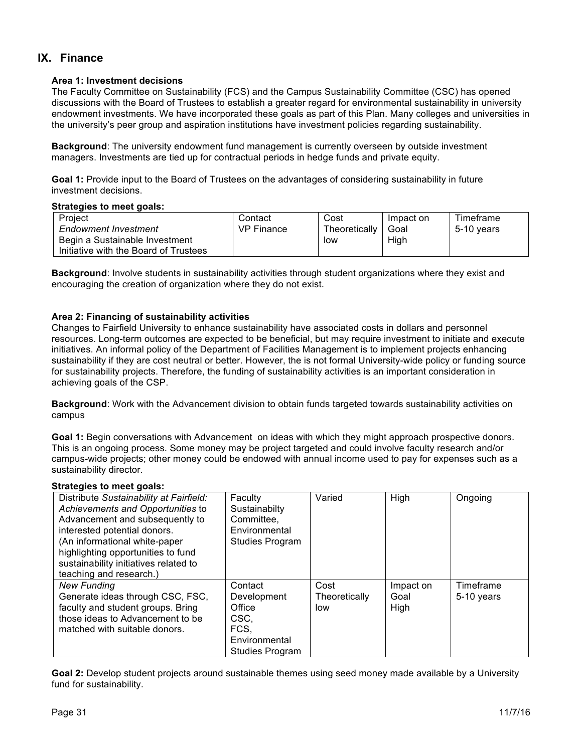## IX. Finance

**Area 1: Investment decisions**

The Faculty Committee on Sustainability (FCS) and the Campus Sustainability Committee (CSC) has opened discussions with the Board of Trustees to establish a greater regard for environmental sustainability in university endowment investments. We have incorporated these goals as part of this Plan. Many colleges and universities in the university's peer group and aspiration institutions have investment policies regarding sustainability.

**Background**: The university endowment fund management is currently overseen by outside investment managers. Investments are tied up for contractual periods in hedge funds and private equity.

**Goal 1:** Provide input to the Board of Trustees on the advantages of considering sustainability in future investment decisions.

**Strategies to meet goals:**

| Project | Contact | Cost | Impact on Goal | Timeframe |
|---|---|---|---|---|
| *Endowment Investment*<br>Begin a Sustainable Investment Initiative with the Board of Trustees | VP Finance | Theoretically low | High | 5-10 years |

**Background**: Involve students in sustainability activities through student organizations where they exist and encouraging the creation of organization where they do not exist.

**Area 2: Financing of sustainability activities**

Changes to Fairfield University to enhance sustainability have associated costs in dollars and personnel resources. Long-term outcomes are expected to be beneficial, but may require investment to initiate and execute initiatives. An informal policy of the Department of Facilities Management is to implement projects enhancing sustainability if they are cost neutral or better. However, the is not formal University-wide policy or funding source for sustainability projects. Therefore, the funding of sustainability activities is an important consideration in achieving goals of the CSP.

**Background**: Work with the Advancement division to obtain funds targeted towards sustainability activities on campus

**Goal 1:** Begin conversations with Advancement on ideas with which they might approach prospective donors. This is an ongoing process. Some money may be project targeted and could involve faculty research and/or campus-wide projects; other money could be endowed with annual income used to pay for expenses such as a sustainability director.

**Strategies to meet goals:**

| | | | | |
|---|---|---|---|---|
| Distribute *Sustainability at Fairfield: Achievements and Opportunities* to Advancement and subsequently to interested potential donors. (An informational white-paper highlighting opportunities to fund sustainability initiatives related to teaching and research.) | Faculty Sustainabilty Committee, Environmental Studies Program | Varied | High | Ongoing |
| *New Funding*<br>Generate ideas through CSC, FSC, faculty and student groups. Bring those ideas to Advancement to be matched with suitable donors. | Contact<br>Development Office<br>CSC,<br>FCS,<br>Environmental Studies Program | Cost<br>Theoretically low | Impact on Goal<br>High | Timeframe<br>5-10 years |

**Goal 2:** Develop student projects around sustainable themes using seed money made available by a University fund for sustainability.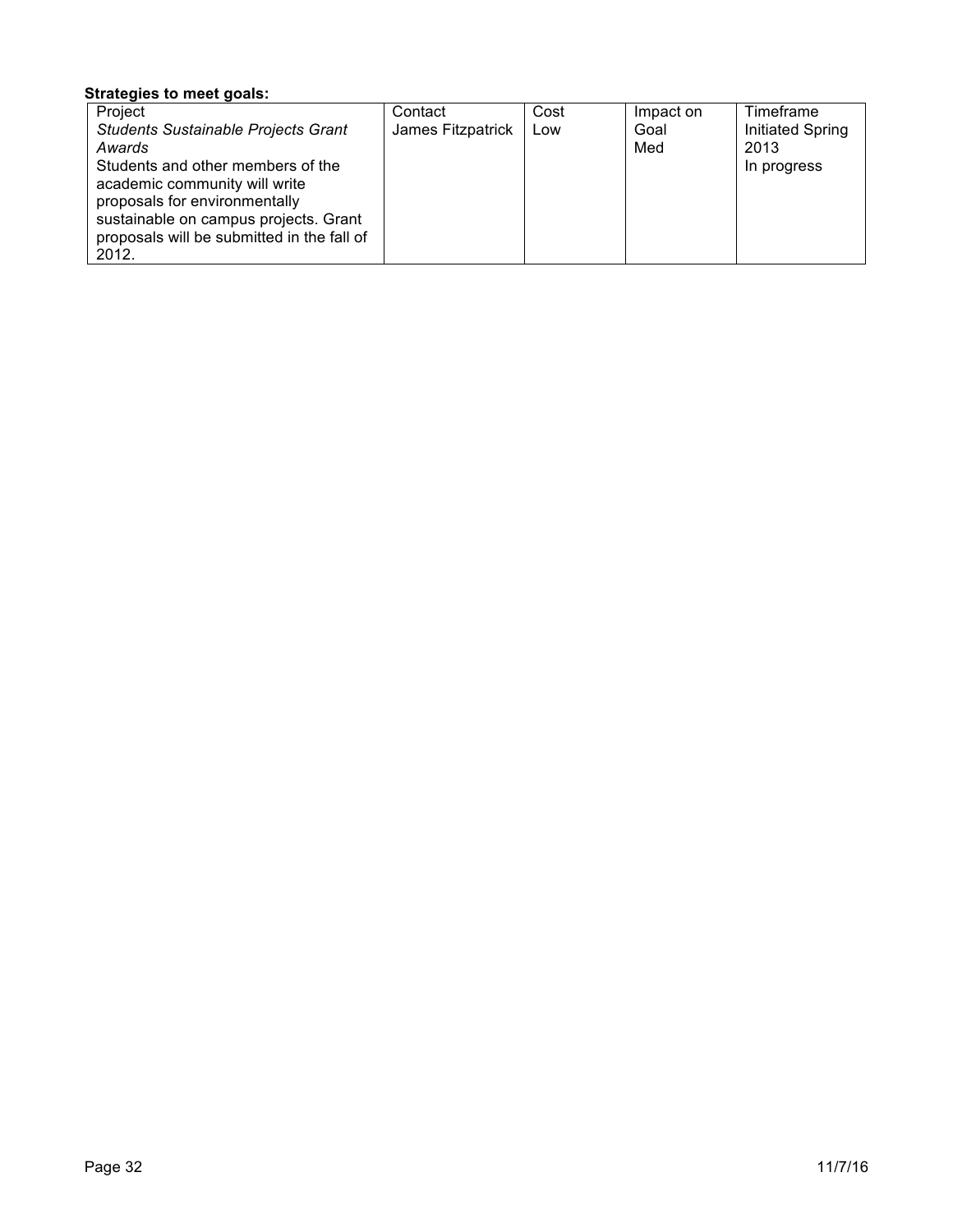**Strategies to meet goals:**

| Project | Contact | Cost | Impact on Goal | Timeframe |
|---|---|---|---|---|
| *Students Sustainable Projects Grant Awards* Students and other members of the academic community will write proposals for environmentally sustainable on campus projects. Grant proposals will be submitted in the fall of 2012. | James Fitzpatrick | Low | Med | Initiated Spring 2013 In progress |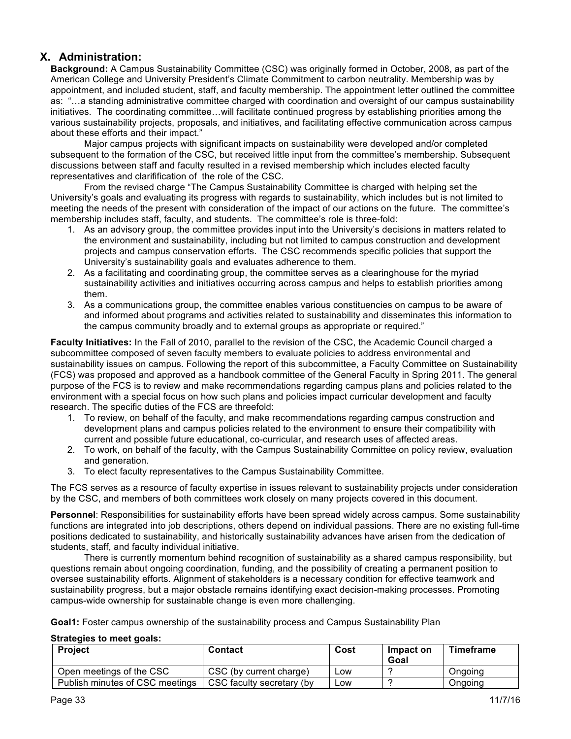## X. Administration:

**Background:** A Campus Sustainability Committee (CSC) was originally formed in October, 2008, as part of the American College and University President's Climate Commitment to carbon neutrality. Membership was by appointment, and included student, staff, and faculty membership. The appointment letter outlined the committee as: "…a standing administrative committee charged with coordination and oversight of our campus sustainability initiatives. The coordinating committee…will facilitate continued progress by establishing priorities among the various sustainability projects, proposals, and initiatives, and facilitating effective communication across campus about these efforts and their impact."

Major campus projects with significant impacts on sustainability were developed and/or completed subsequent to the formation of the CSC, but received little input from the committee's membership. Subsequent discussions between staff and faculty resulted in a revised membership which includes elected faculty representatives and clarifification of the role of the CSC.

From the revised charge "The Campus Sustainability Committee is charged with helping set the University's goals and evaluating its progress with regards to sustainability, which includes but is not limited to meeting the needs of the present with consideration of the impact of our actions on the future. The committee's membership includes staff, faculty, and students. The committee's role is three-fold:

1. As an advisory group, the committee provides input into the University's decisions in matters related to the environment and sustainability, including but not limited to campus construction and development projects and campus conservation efforts. The CSC recommends specific policies that support the University's sustainability goals and evaluates adherence to them.
2. As a facilitating and coordinating group, the committee serves as a clearinghouse for the myriad sustainability activities and initiatives occurring across campus and helps to establish priorities among them.
3. As a communications group, the committee enables various constituencies on campus to be aware of and informed about programs and activities related to sustainability and disseminates this information to the campus community broadly and to external groups as appropriate or required."

**Faculty Initiatives:** In the Fall of 2010, parallel to the revision of the CSC, the Academic Council charged a subcommittee composed of seven faculty members to evaluate policies to address environmental and sustainability issues on campus. Following the report of this subcommittee, a Faculty Committee on Sustainability (FCS) was proposed and approved as a handbook committee of the General Faculty in Spring 2011. The general purpose of the FCS is to review and make recommendations regarding campus plans and policies related to the environment with a special focus on how such plans and policies impact curricular development and faculty research. The specific duties of the FCS are threefold:

1. To review, on behalf of the faculty, and make recommendations regarding campus construction and development plans and campus policies related to the environment to ensure their compatibility with current and possible future educational, co-curricular, and research uses of affected areas.
2. To work, on behalf of the faculty, with the Campus Sustainability Committee on policy review, evaluation and generation.
3. To elect faculty representatives to the Campus Sustainability Committee.

The FCS serves as a resource of faculty expertise in issues relevant to sustainability projects under consideration by the CSC, and members of both committees work closely on many projects covered in this document.

**Personnel**: Responsibilities for sustainability efforts have been spread widely across campus. Some sustainability functions are integrated into job descriptions, others depend on individual passions. There are no existing full-time positions dedicated to sustainability, and historically sustainability advances have arisen from the dedication of students, staff, and faculty individual initiative.

There is currently momentum behind recognition of sustainability as a shared campus responsibility, but questions remain about ongoing coordination, funding, and the possibility of creating a permanent position to oversee sustainability efforts. Alignment of stakeholders is a necessary condition for effective teamwork and sustainability progress, but a major obstacle remains identifying exact decision-making processes. Promoting campus-wide ownership for sustainable change is even more challenging.

**Goal1:** Foster campus ownership of the sustainability process and Campus Sustainability Plan

**Strategies to meet goals:**

| Project | Contact | Cost | Impact on Goal | Timeframe |
|---|---|---|---|---|
| Open meetings of the CSC | CSC (by current charge) | Low | ? | Ongoing |
| Publish minutes of CSC meetings | CSC faculty secretary (by | Low | ? | Ongoing |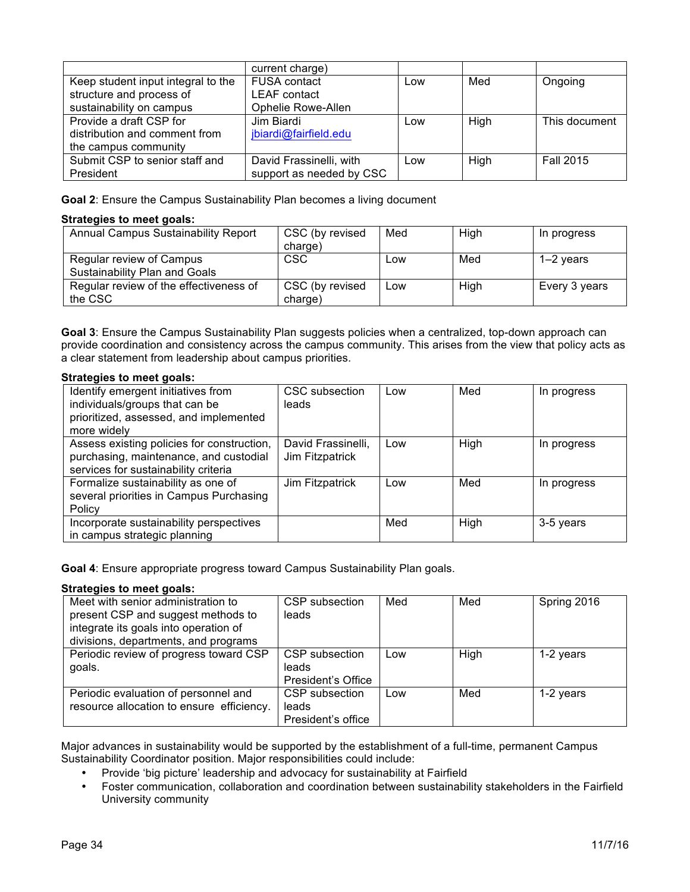| | current charge) | | | |
|---|---|---|---|---|
| Keep student input integral to the structure and process of sustainability on campus | FUSA contact<br>LEAF contact<br>Ophelie Rowe-Allen | Low | Med | Ongoing |
| Provide a draft CSP for distribution and comment from the campus community | Jim Biardi<br>jbiardi@fairfield.edu | Low | High | This document |
| Submit CSP to senior staff and President | David Frassinelli, with support as needed by CSC | Low | High | Fall 2015 |

**Goal 2**: Ensure the Campus Sustainability Plan becomes a living document

**Strategies to meet goals:**

| | | | | |
|---|---|---|---|---|
| Annual Campus Sustainability Report | CSC (by revised charge) | Med | High | In progress |
| Regular review of Campus Sustainability Plan and Goals | CSC | Low | Med | 1–2 years |
| Regular review of the effectiveness of the CSC | CSC (by revised charge) | Low | High | Every 3 years |

**Goal 3**: Ensure the Campus Sustainability Plan suggests policies when a centralized, top-down approach can provide coordination and consistency across the campus community. This arises from the view that policy acts as a clear statement from leadership about campus priorities.

**Strategies to meet goals:**

| | | | | |
|---|---|---|---|---|
| Identify emergent initiatives from individuals/groups that can be prioritized, assessed, and implemented more widely | CSC subsection leads | Low | Med | In progress |
| Assess existing policies for construction, purchasing, maintenance, and custodial services for sustainability criteria | David Frassinelli, Jim Fitzpatrick | Low | High | In progress |
| Formalize sustainability as one of several priorities in Campus Purchasing Policy | Jim Fitzpatrick | Low | Med | In progress |
| Incorporate sustainability perspectives in campus strategic planning | | Med | High | 3-5 years |

**Goal 4**: Ensure appropriate progress toward Campus Sustainability Plan goals.

**Strategies to meet goals:**

| | | | | |
|---|---|---|---|---|
| Meet with senior administration to present CSP and suggest methods to integrate its goals into operation of divisions, departments, and programs | CSP subsection leads | Med | Med | Spring 2016 |
| Periodic review of progress toward CSP goals. | CSP subsection leads<br>President's Office | Low | High | 1-2 years |
| Periodic evaluation of personnel and resource allocation to ensure efficiency. | CSP subsection leads<br>President's office | Low | Med | 1-2 years |

Major advances in sustainability would be supported by the establishment of a full-time, permanent Campus Sustainability Coordinator position. Major responsibilities could include:

- Provide 'big picture' leadership and advocacy for sustainability at Fairfield
- Foster communication, collaboration and coordination between sustainability stakeholders in the Fairfield University community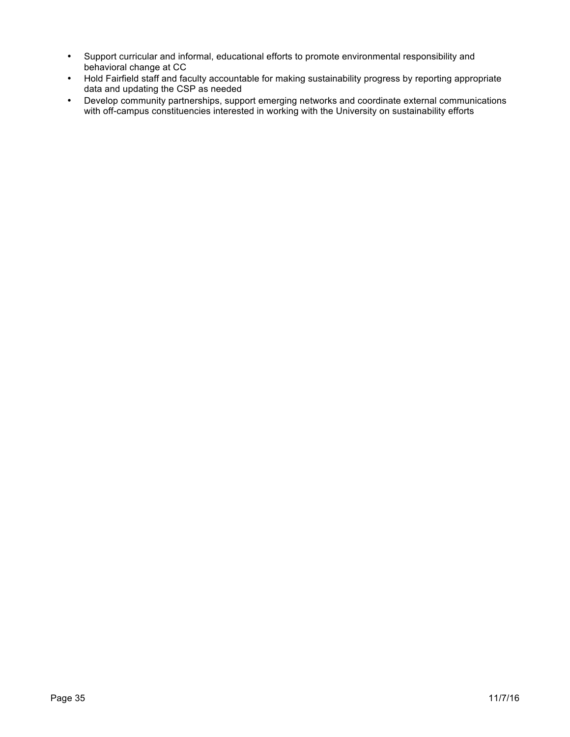- Support curricular and informal, educational efforts to promote environmental responsibility and behavioral change at CC
- Hold Fairfield staff and faculty accountable for making sustainability progress by reporting appropriate data and updating the CSP as needed
- Develop community partnerships, support emerging networks and coordinate external communications with off-campus constituencies interested in working with the University on sustainability efforts